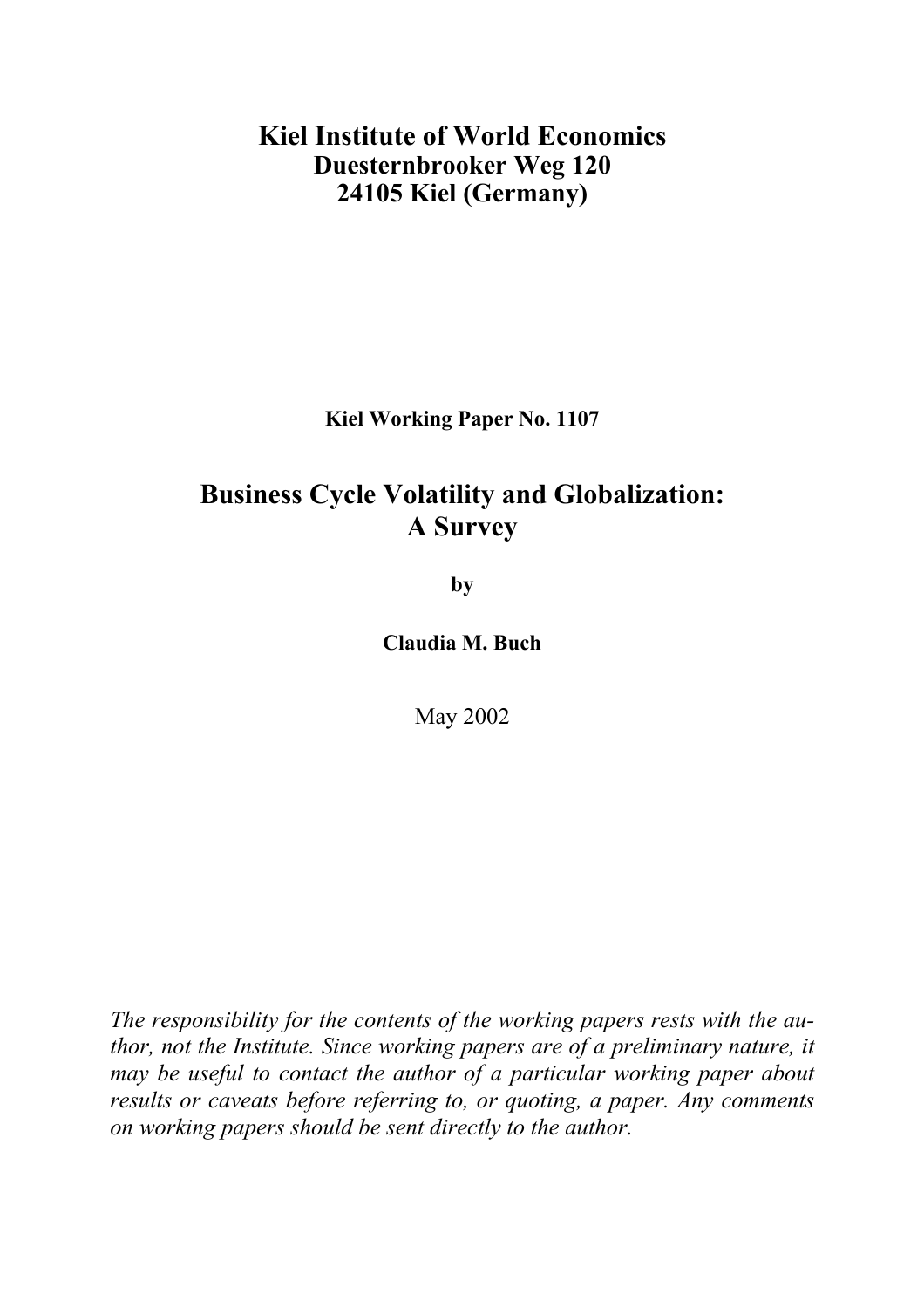**Kiel Institute of World Economics**
**Duesternbrooker Weg 120**
**24105 Kiel (Germany)**

**Kiel Working Paper No. 1107**

# Business Cycle Volatility and Globalization: A Survey

**by**

**Claudia M. Buch**

May 2002

*The responsibility for the contents of the working papers rests with the author, not the Institute. Since working papers are of a preliminary nature, it may be useful to contact the author of a particular working paper about results or caveats before referring to, or quoting, a paper. Any comments on working papers should be sent directly to the author.*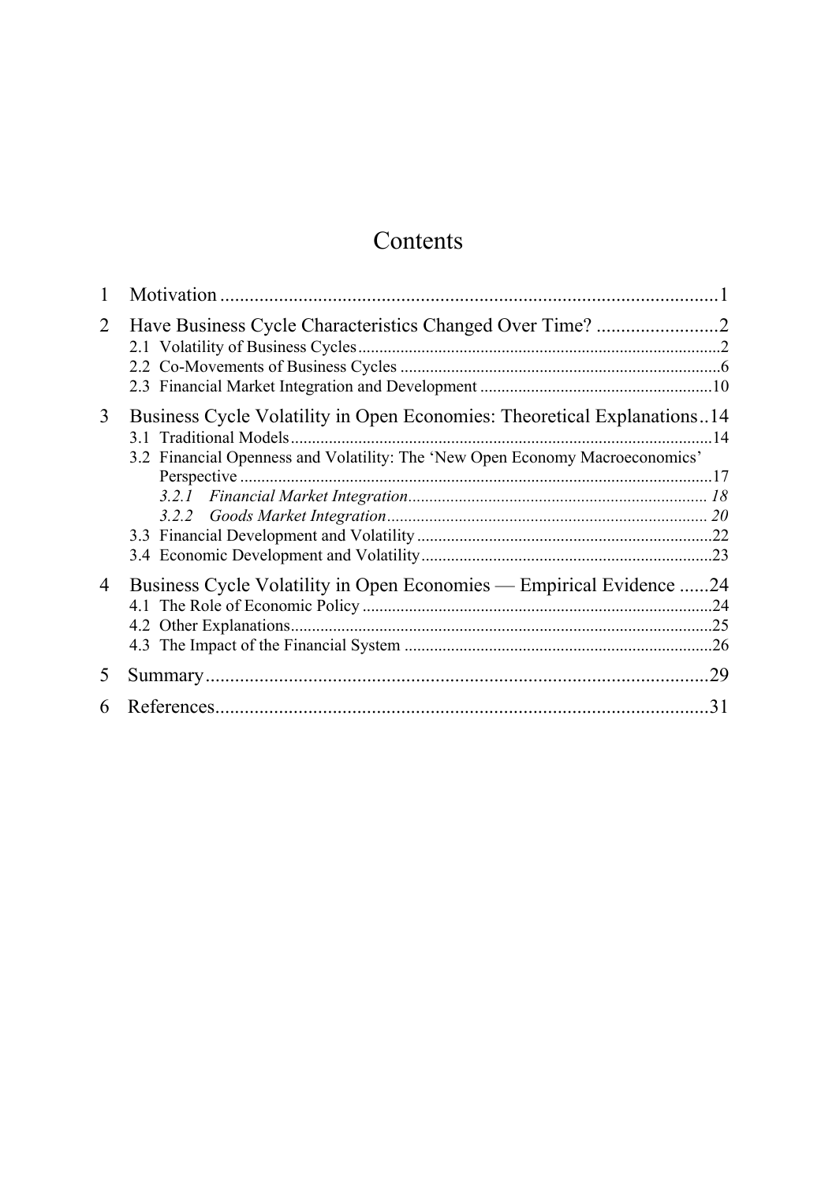# Contents

1 Motivation ....................................................................................................1

2 Have Business Cycle Characteristics Changed Over Time? .........................2

2.1 Volatility of Business Cycles.....................................................................................2

2.2 Co-Movements of Business Cycles ...........................................................................6

2.3 Financial Market Integration and Development .......................................................10

3 Business Cycle Volatility in Open Economies: Theoretical Explanations..14

3.1 Traditional Models....................................................................................................14

3.2 Financial Openness and Volatility: The 'New Open Economy Macroeconomics' Perspective ................................................................................................................17

*3.2.1 Financial Market Integration....................................................................... 18*

*3.2.2 Goods Market Integration............................................................................ 20*

3.3 Financial Development and Volatility ......................................................................22

3.4 Economic Development and Volatility.....................................................................23

4 Business Cycle Volatility in Open Economies — Empirical Evidence ......24

4.1 The Role of Economic Policy ..................................................................................24

4.2 Other Explanations....................................................................................................25

4.3 The Impact of the Financial System .........................................................................26

5 Summary.......................................................................................................29

6 References....................................................................................................31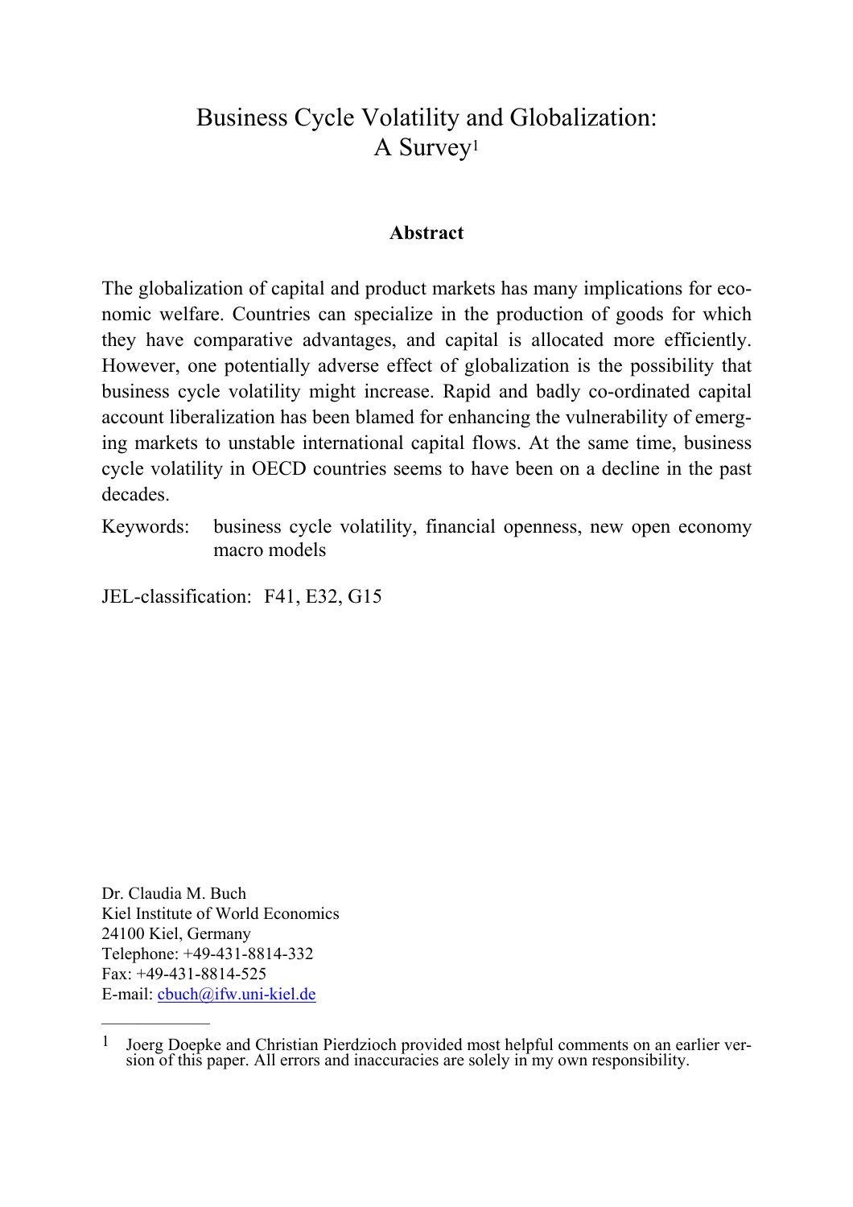# Business Cycle Volatility and Globalization: A Survey[1]

**Abstract**

The globalization of capital and product markets has many implications for economic welfare. Countries can specialize in the production of goods for which they have comparative advantages, and capital is allocated more efficiently. However, one potentially adverse effect of globalization is the possibility that business cycle volatility might increase. Rapid and badly co-ordinated capital account liberalization has been blamed for enhancing the vulnerability of emerging markets to unstable international capital flows. At the same time, business cycle volatility in OECD countries seems to have been on a decline in the past decades.

Keywords: business cycle volatility, financial openness, new open economy macro models

JEL-classification: F41, E32, G15

Dr. Claudia M. Buch
Kiel Institute of World Economics
24100 Kiel, Germany
Telephone: +49-431-8814-332
Fax: +49-431-8814-525
E-mail: cbuch@ifw.uni-kiel.de

---

[1] Joerg Doepke and Christian Pierdzioch provided most helpful comments on an earlier version of this paper. All errors and inaccuracies are solely in my own responsibility.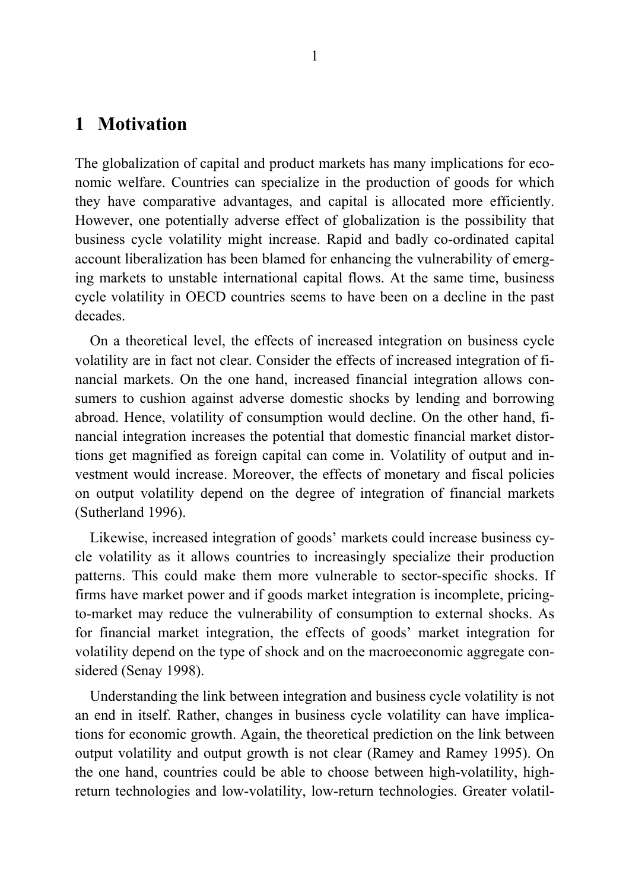# 1 Motivation

The globalization of capital and product markets has many implications for economic welfare. Countries can specialize in the production of goods for which they have comparative advantages, and capital is allocated more efficiently. However, one potentially adverse effect of globalization is the possibility that business cycle volatility might increase. Rapid and badly co-ordinated capital account liberalization has been blamed for enhancing the vulnerability of emerging markets to unstable international capital flows. At the same time, business cycle volatility in OECD countries seems to have been on a decline in the past decades.

On a theoretical level, the effects of increased integration on business cycle volatility are in fact not clear. Consider the effects of increased integration of financial markets. On the one hand, increased financial integration allows consumers to cushion against adverse domestic shocks by lending and borrowing abroad. Hence, volatility of consumption would decline. On the other hand, financial integration increases the potential that domestic financial market distortions get magnified as foreign capital can come in. Volatility of output and investment would increase. Moreover, the effects of monetary and fiscal policies on output volatility depend on the degree of integration of financial markets (Sutherland 1996).

Likewise, increased integration of goods' markets could increase business cycle volatility as it allows countries to increasingly specialize their production patterns. This could make them more vulnerable to sector-specific shocks. If firms have market power and if goods market integration is incomplete, pricing-to-market may reduce the vulnerability of consumption to external shocks. As for financial market integration, the effects of goods' market integration for volatility depend on the type of shock and on the macroeconomic aggregate considered (Senay 1998).

Understanding the link between integration and business cycle volatility is not an end in itself. Rather, changes in business cycle volatility can have implications for economic growth. Again, the theoretical prediction on the link between output volatility and output growth is not clear (Ramey and Ramey 1995). On the one hand, countries could be able to choose between high-volatility, high-return technologies and low-volatility, low-return technologies. Greater volatil-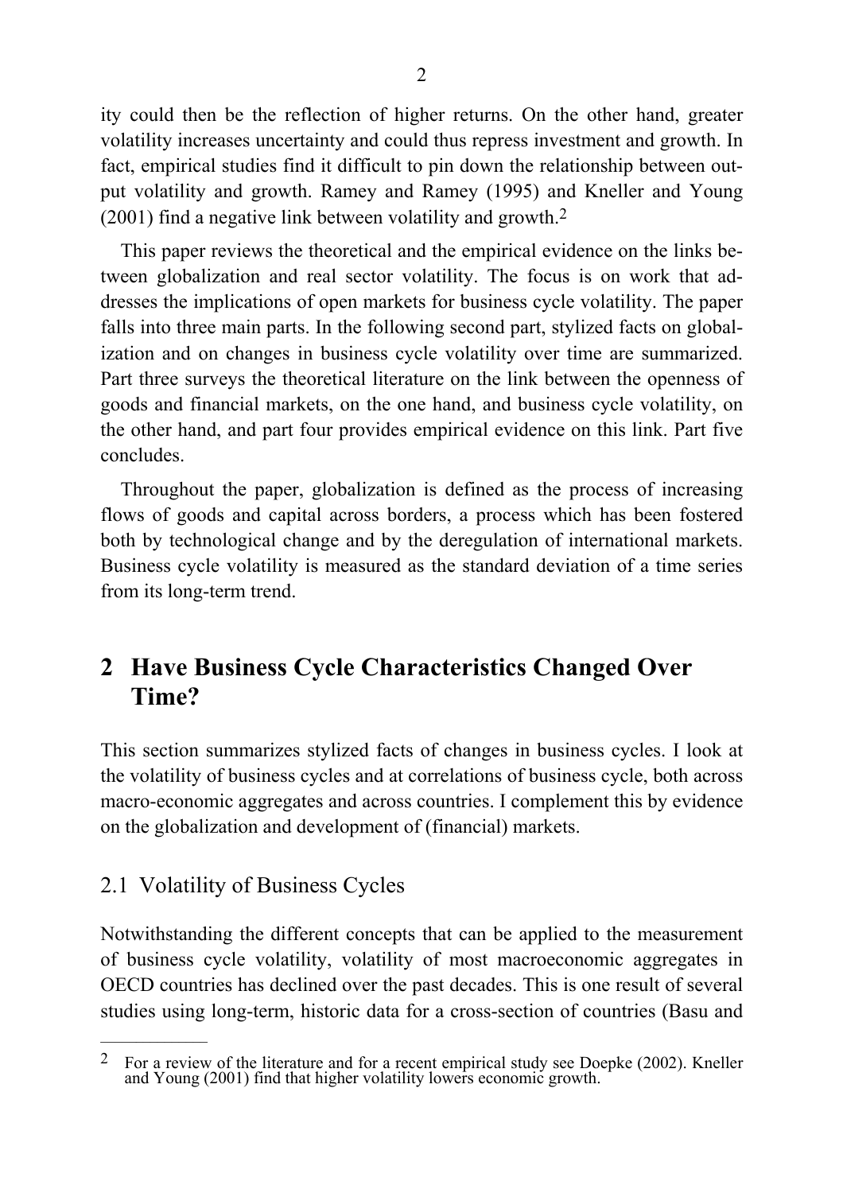ity could then be the reflection of higher returns. On the other hand, greater volatility increases uncertainty and could thus repress investment and growth. In fact, empirical studies find it difficult to pin down the relationship between output volatility and growth. Ramey and Ramey (1995) and Kneller and Young (2001) find a negative link between volatility and growth.[2]

This paper reviews the theoretical and the empirical evidence on the links between globalization and real sector volatility. The focus is on work that addresses the implications of open markets for business cycle volatility. The paper falls into three main parts. In the following second part, stylized facts on globalization and on changes in business cycle volatility over time are summarized. Part three surveys the theoretical literature on the link between the openness of goods and financial markets, on the one hand, and business cycle volatility, on the other hand, and part four provides empirical evidence on this link. Part five concludes.

Throughout the paper, globalization is defined as the process of increasing flows of goods and capital across borders, a process which has been fostered both by technological change and by the deregulation of international markets. Business cycle volatility is measured as the standard deviation of a time series from its long-term trend.

## 2 Have Business Cycle Characteristics Changed Over Time?

This section summarizes stylized facts of changes in business cycles. I look at the volatility of business cycles and at correlations of business cycle, both across macro-economic aggregates and across countries. I complement this by evidence on the globalization and development of (financial) markets.

### 2.1 Volatility of Business Cycles

Notwithstanding the different concepts that can be applied to the measurement of business cycle volatility, volatility of most macroeconomic aggregates in OECD countries has declined over the past decades. This is one result of several studies using long-term, historic data for a cross-section of countries (Basu and

---

[2] For a review of the literature and for a recent empirical study see Doepke (2002). Kneller and Young (2001) find that higher volatility lowers economic growth.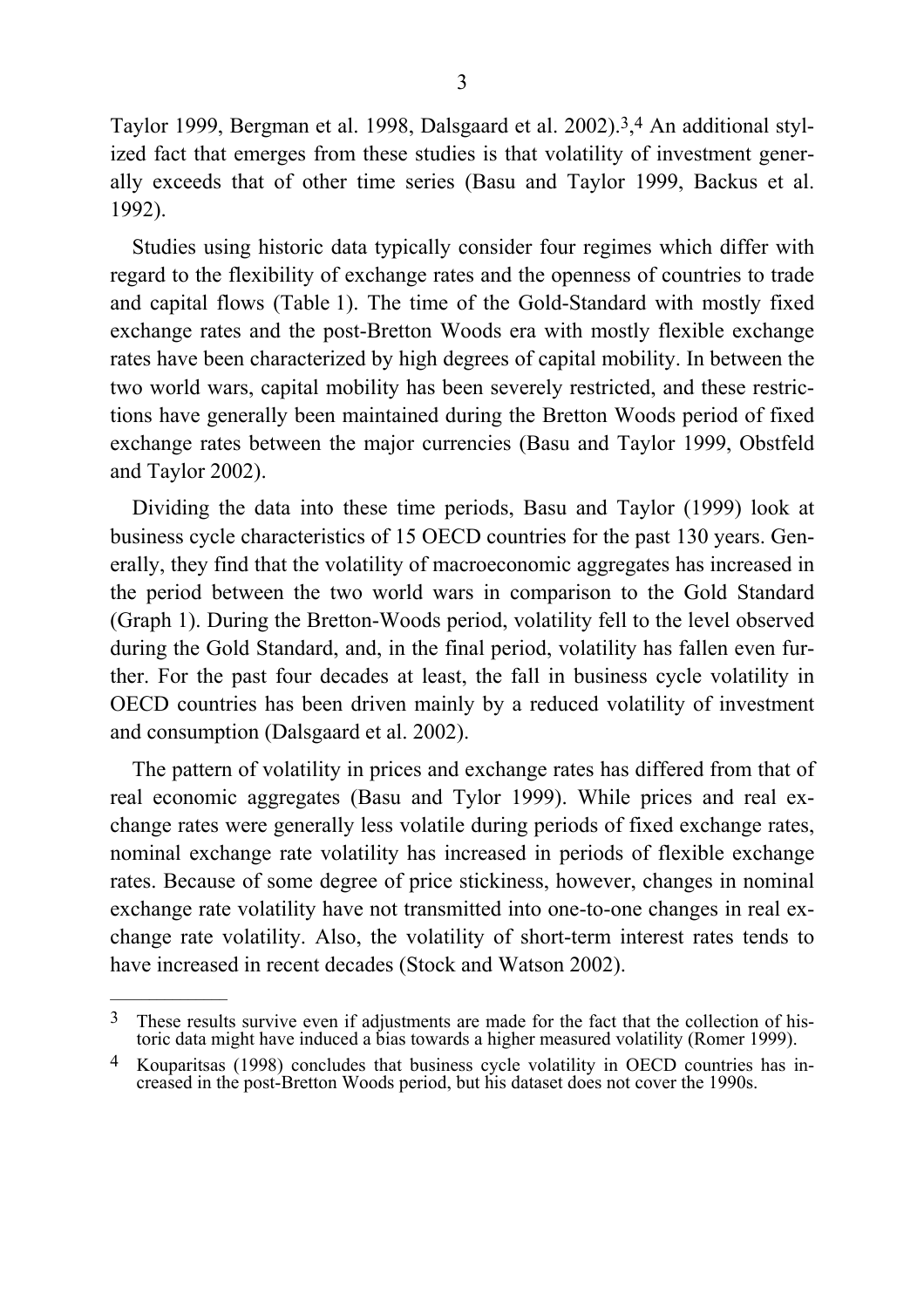Taylor 1999, Bergman et al. 1998, Dalsgaard et al. 2002).[3],[4] An additional stylized fact that emerges from these studies is that volatility of investment generally exceeds that of other time series (Basu and Taylor 1999, Backus et al. 1992).

Studies using historic data typically consider four regimes which differ with regard to the flexibility of exchange rates and the openness of countries to trade and capital flows (Table 1). The time of the Gold-Standard with mostly fixed exchange rates and the post-Bretton Woods era with mostly flexible exchange rates have been characterized by high degrees of capital mobility. In between the two world wars, capital mobility has been severely restricted, and these restrictions have generally been maintained during the Bretton Woods period of fixed exchange rates between the major currencies (Basu and Taylor 1999, Obstfeld and Taylor 2002).

Dividing the data into these time periods, Basu and Taylor (1999) look at business cycle characteristics of 15 OECD countries for the past 130 years. Generally, they find that the volatility of macroeconomic aggregates has increased in the period between the two world wars in comparison to the Gold Standard (Graph 1). During the Bretton-Woods period, volatility fell to the level observed during the Gold Standard, and, in the final period, volatility has fallen even further. For the past four decades at least, the fall in business cycle volatility in OECD countries has been driven mainly by a reduced volatility of investment and consumption (Dalsgaard et al. 2002).

The pattern of volatility in prices and exchange rates has differed from that of real economic aggregates (Basu and Tylor 1999). While prices and real exchange rates were generally less volatile during periods of fixed exchange rates, nominal exchange rate volatility has increased in periods of flexible exchange rates. Because of some degree of price stickiness, however, changes in nominal exchange rate volatility have not transmitted into one-to-one changes in real exchange rate volatility. Also, the volatility of short-term interest rates tends to have increased in recent decades (Stock and Watson 2002).

---

[3] These results survive even if adjustments are made for the fact that the collection of historic data might have induced a bias towards a higher measured volatility (Romer 1999).

[4] Kouparitsas (1998) concludes that business cycle volatility in OECD countries has increased in the post-Bretton Woods period, but his dataset does not cover the 1990s.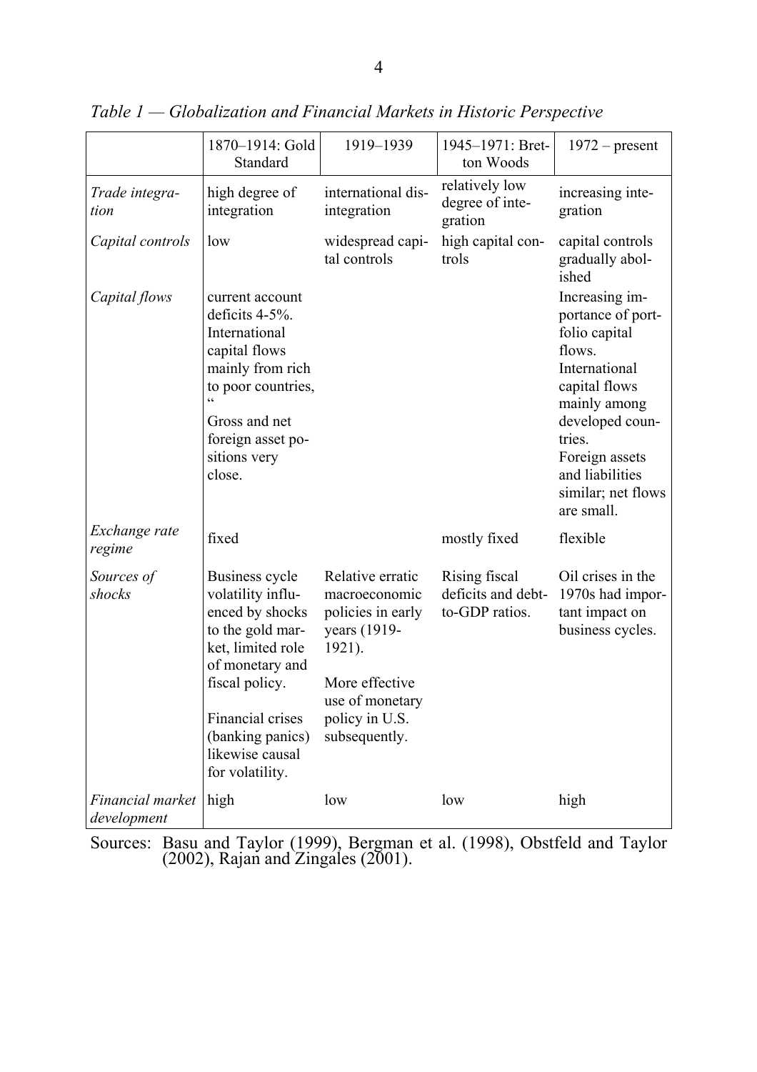*Table 1 — Globalization and Financial Markets in Historic Perspective*

| | 1870–1914: Gold Standard | 1919–1939 | 1945–1971: Bretton Woods | 1972 – present |
|---|---|---|---|---|
| *Trade integration* | high degree of integration | international disintegration | relatively low degree of integration | increasing integration |
| *Capital controls* | low | widespread capital controls | high capital controls | capital controls gradually abolished |
| *Capital flows* | current account deficits 4-5%. International capital flows mainly from rich to poor countries, " Gross and net foreign asset positions very close. | | | Increasing importance of portfolio capital flows. International capital flows mainly among developed countries. Foreign assets and liabilities similar; net flows are small. |
| *Exchange rate regime* | fixed | | mostly fixed | flexible |
| *Sources of shocks* | Business cycle volatility influenced by shocks to the gold market, limited role of monetary and fiscal policy. Financial crises (banking panics) likewise causal for volatility. | Relative erratic macroeconomic policies in early years (1919-1921). More effective use of monetary policy in U.S. subsequently. | Rising fiscal deficits and debt-to-GDP ratios. | Oil crises in the 1970s had important impact on business cycles. |
| *Financial market development* | high | low | low | high |

Sources: Basu and Taylor (1999), Bergman et al. (1998), Obstfeld and Taylor (2002), Rajan and Zingales (2001).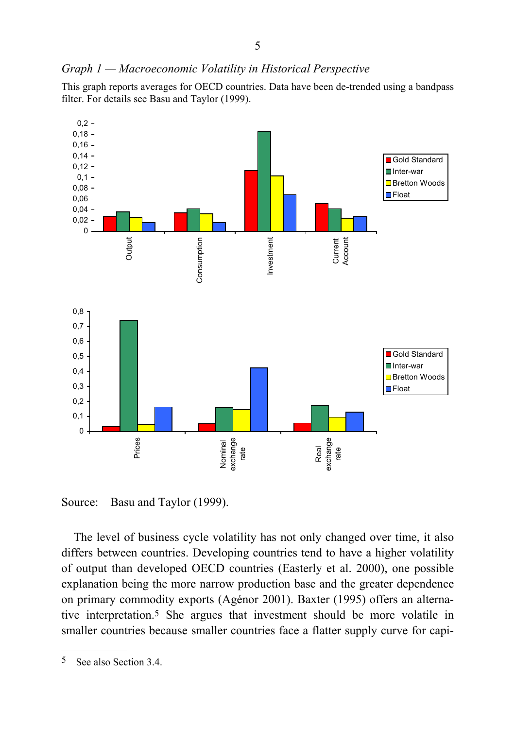*Graph 1 — Macroeconomic Volatility in Historical Perspective*

This graph reports averages for OECD countries. Data have been de-trended using a bandpass filter. For details see Basu and Taylor (1999).

Source: Basu and Taylor (1999).

The level of business cycle volatility has not only changed over time, it also differs between countries. Developing countries tend to have a higher volatility of output than developed OECD countries (Easterly et al. 2000), one possible explanation being the more narrow production base and the greater dependence on primary commodity exports (Agénor 2001). Baxter (1995) offers an alternative interpretation.[5] She argues that investment should be more volatile in smaller countries because smaller countries face a flatter supply curve for capi-

---

5 See also Section 3.4.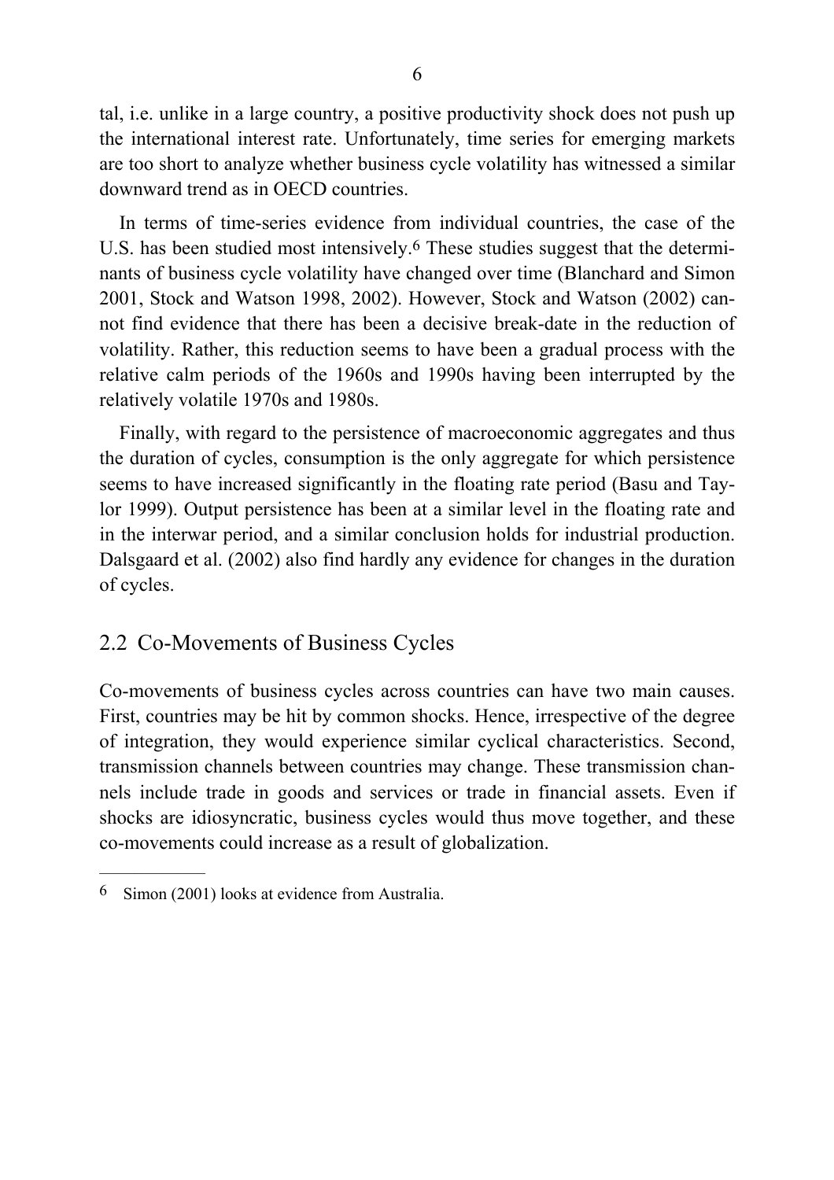tal, i.e. unlike in a large country, a positive productivity shock does not push up the international interest rate. Unfortunately, time series for emerging markets are too short to analyze whether business cycle volatility has witnessed a similar downward trend as in OECD countries.

In terms of time-series evidence from individual countries, the case of the U.S. has been studied most intensively.[6] These studies suggest that the determinants of business cycle volatility have changed over time (Blanchard and Simon 2001, Stock and Watson 1998, 2002). However, Stock and Watson (2002) cannot find evidence that there has been a decisive break-date in the reduction of volatility. Rather, this reduction seems to have been a gradual process with the relative calm periods of the 1960s and 1990s having been interrupted by the relatively volatile 1970s and 1980s.

Finally, with regard to the persistence of macroeconomic aggregates and thus the duration of cycles, consumption is the only aggregate for which persistence seems to have increased significantly in the floating rate period (Basu and Taylor 1999). Output persistence has been at a similar level in the floating rate and in the interwar period, and a similar conclusion holds for industrial production. Dalsgaard et al. (2002) also find hardly any evidence for changes in the duration of cycles.

## 2.2 Co-Movements of Business Cycles

Co-movements of business cycles across countries can have two main causes. First, countries may be hit by common shocks. Hence, irrespective of the degree of integration, they would experience similar cyclical characteristics. Second, transmission channels between countries may change. These transmission channels include trade in goods and services or trade in financial assets. Even if shocks are idiosyncratic, business cycles would thus move together, and these co-movements could increase as a result of globalization.

---

[6] Simon (2001) looks at evidence from Australia.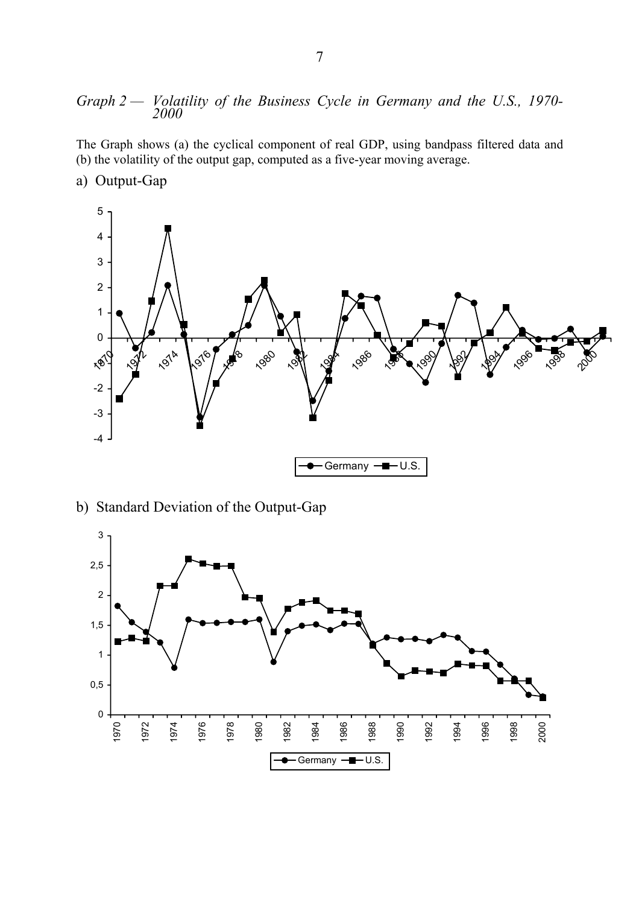*Graph 2 — Volatility of the Business Cycle in Germany and the U.S., 1970-2000*

The Graph shows (a) the cyclical component of real GDP, using bandpass filtered data and (b) the volatility of the output gap, computed as a five-year moving average.

a) Output-Gap

b) Standard Deviation of the Output-Gap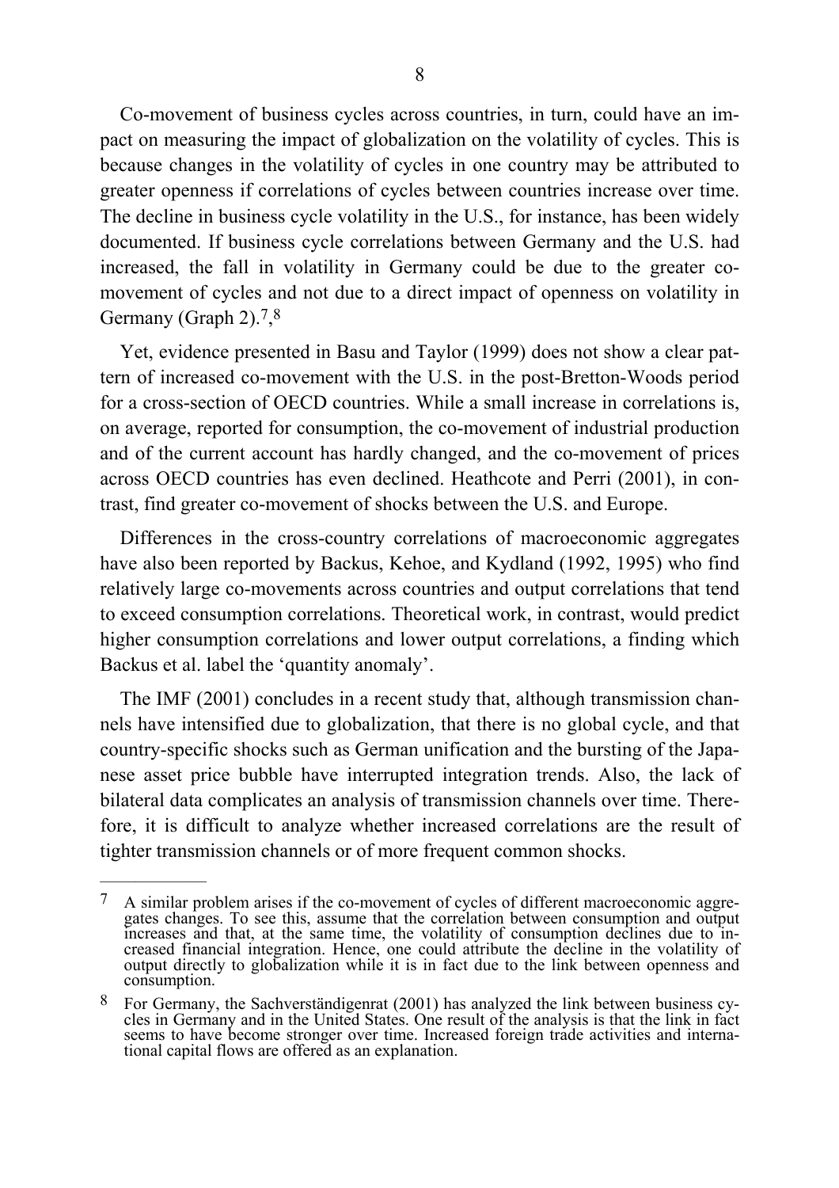Co-movement of business cycles across countries, in turn, could have an impact on measuring the impact of globalization on the volatility of cycles. This is because changes in the volatility of cycles in one country may be attributed to greater openness if correlations of cycles between countries increase over time. The decline in business cycle volatility in the U.S., for instance, has been widely documented. If business cycle correlations between Germany and the U.S. had increased, the fall in volatility in Germany could be due to the greater co-movement of cycles and not due to a direct impact of openness on volatility in Germany (Graph 2).[7],[8]

Yet, evidence presented in Basu and Taylor (1999) does not show a clear pattern of increased co-movement with the U.S. in the post-Bretton-Woods period for a cross-section of OECD countries. While a small increase in correlations is, on average, reported for consumption, the co-movement of industrial production and of the current account has hardly changed, and the co-movement of prices across OECD countries has even declined. Heathcote and Perri (2001), in contrast, find greater co-movement of shocks between the U.S. and Europe.

Differences in the cross-country correlations of macroeconomic aggregates have also been reported by Backus, Kehoe, and Kydland (1992, 1995) who find relatively large co-movements across countries and output correlations that tend to exceed consumption correlations. Theoretical work, in contrast, would predict higher consumption correlations and lower output correlations, a finding which Backus et al. label the 'quantity anomaly'.

The IMF (2001) concludes in a recent study that, although transmission channels have intensified due to globalization, that there is no global cycle, and that country-specific shocks such as German unification and the bursting of the Japanese asset price bubble have interrupted integration trends. Also, the lack of bilateral data complicates an analysis of transmission channels over time. Therefore, it is difficult to analyze whether increased correlations are the result of tighter transmission channels or of more frequent common shocks.

---

[7] A similar problem arises if the co-movement of cycles of different macroeconomic aggregates changes. To see this, assume that the correlation between consumption and output increases and that, at the same time, the volatility of consumption declines due to increased financial integration. Hence, one could attribute the decline in the volatility of output directly to globalization while it is in fact due to the link between openness and consumption.

[8] For Germany, the Sachverständigenrat (2001) has analyzed the link between business cycles in Germany and in the United States. One result of the analysis is that the link in fact seems to have become stronger over time. Increased foreign trade activities and international capital flows are offered as an explanation.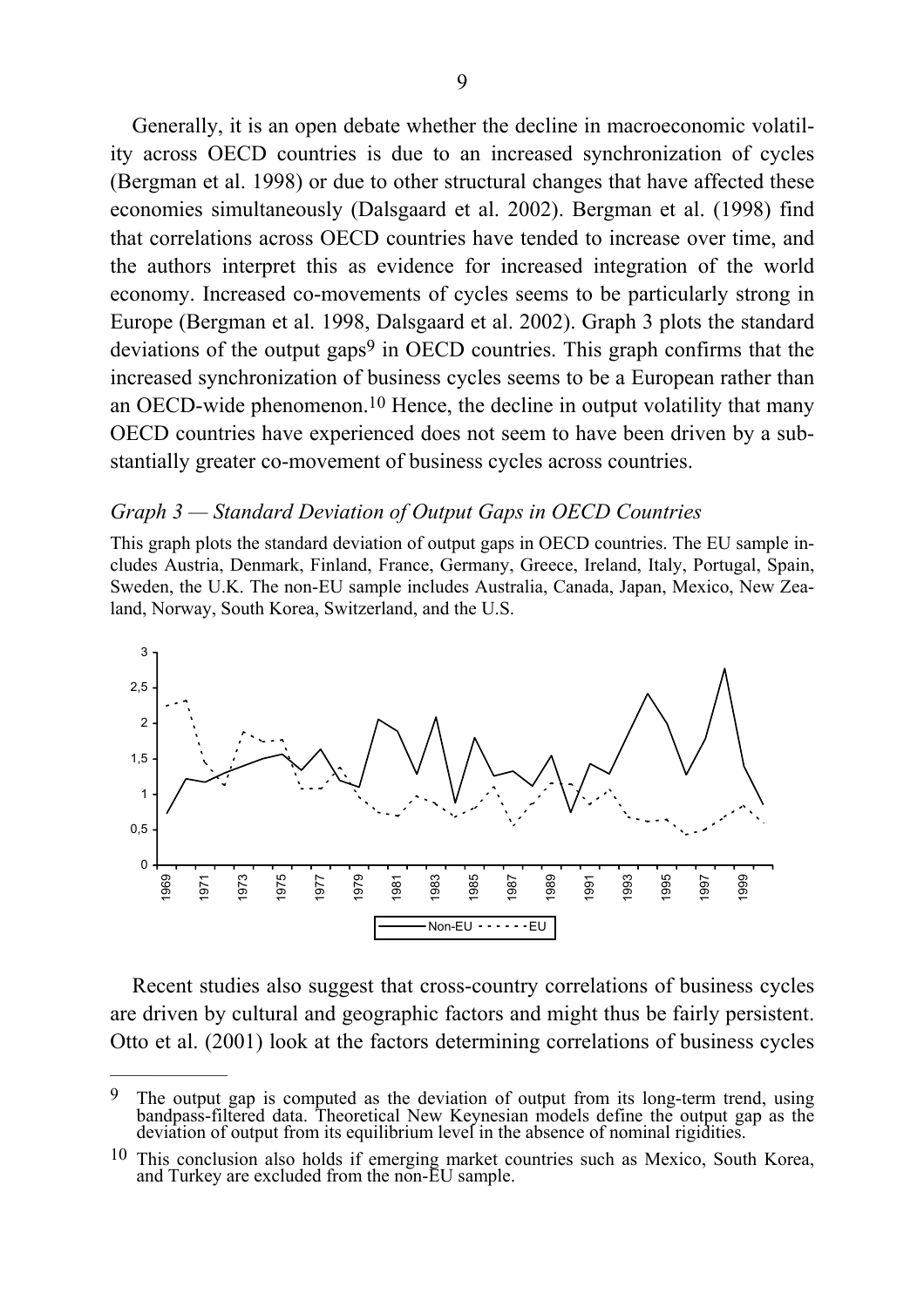Generally, it is an open debate whether the decline in macroeconomic volatility across OECD countries is due to an increased synchronization of cycles (Bergman et al. 1998) or due to other structural changes that have affected these economies simultaneously (Dalsgaard et al. 2002). Bergman et al. (1998) find that correlations across OECD countries have tended to increase over time, and the authors interpret this as evidence for increased integration of the world economy. Increased co-movements of cycles seems to be particularly strong in Europe (Bergman et al. 1998, Dalsgaard et al. 2002). Graph 3 plots the standard deviations of the output gaps[9] in OECD countries. This graph confirms that the increased synchronization of business cycles seems to be a European rather than an OECD-wide phenomenon.[10] Hence, the decline in output volatility that many OECD countries have experienced does not seem to have been driven by a substantially greater co-movement of business cycles across countries.

*Graph 3 — Standard Deviation of Output Gaps in OECD Countries*

This graph plots the standard deviation of output gaps in OECD countries. The EU sample includes Austria, Denmark, Finland, France, Germany, Greece, Ireland, Italy, Portugal, Spain, Sweden, the U.K. The non-EU sample includes Australia, Canada, Japan, Mexico, New Zealand, Norway, South Korea, Switzerland, and the U.S.

Recent studies also suggest that cross-country correlations of business cycles are driven by cultural and geographic factors and might thus be fairly persistent. Otto et al. (2001) look at the factors determining correlations of business cycles

---

[9] The output gap is computed as the deviation of output from its long-term trend, using bandpass-filtered data. Theoretical New Keynesian models define the output gap as the deviation of output from its equilibrium level in the absence of nominal rigidities.

[10] This conclusion also holds if emerging market countries such as Mexico, South Korea, and Turkey are excluded from the non-EU sample.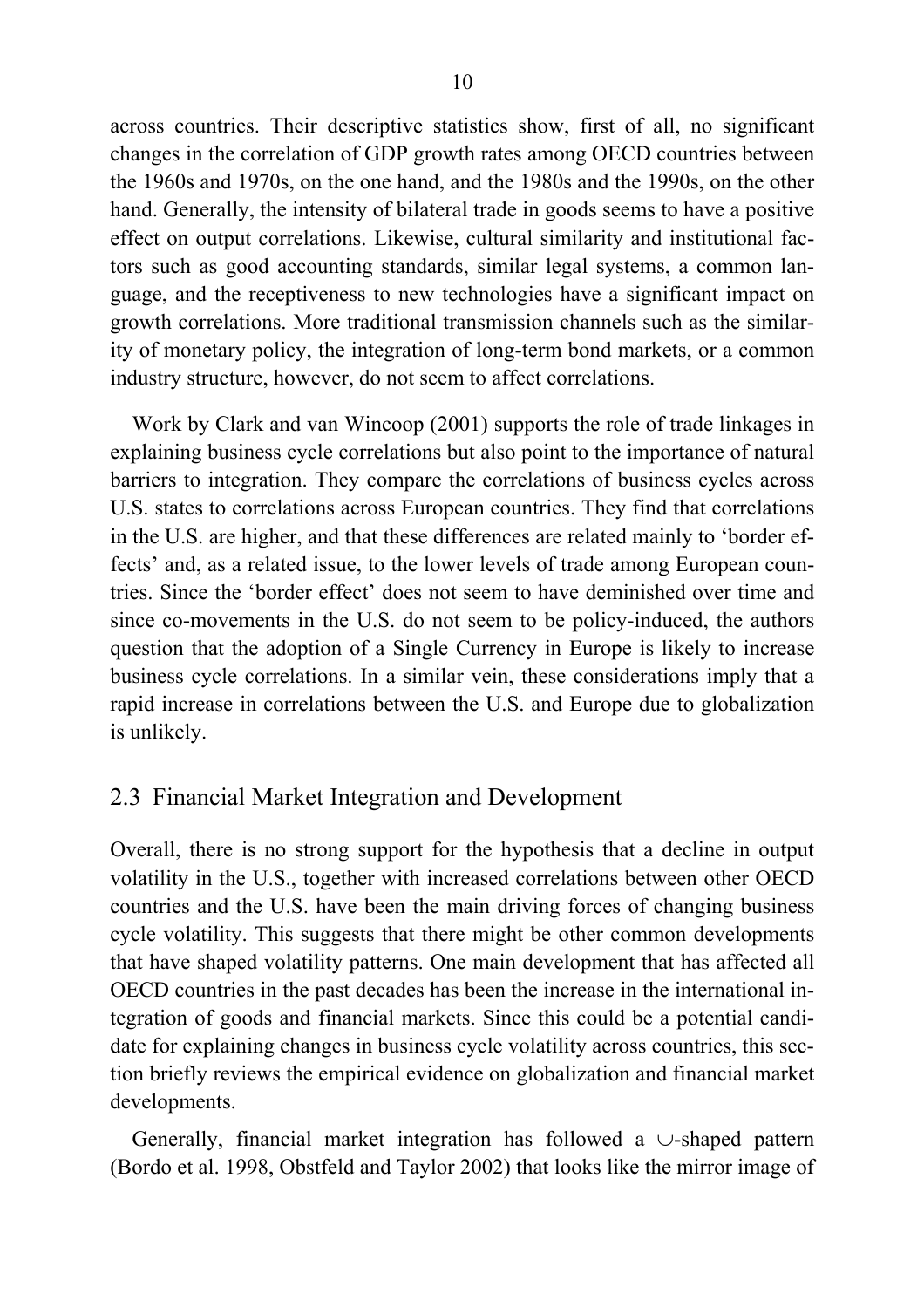across countries. Their descriptive statistics show, first of all, no significant changes in the correlation of GDP growth rates among OECD countries between the 1960s and 1970s, on the one hand, and the 1980s and the 1990s, on the other hand. Generally, the intensity of bilateral trade in goods seems to have a positive effect on output correlations. Likewise, cultural similarity and institutional factors such as good accounting standards, similar legal systems, a common language, and the receptiveness to new technologies have a significant impact on growth correlations. More traditional transmission channels such as the similarity of monetary policy, the integration of long-term bond markets, or a common industry structure, however, do not seem to affect correlations.

Work by Clark and van Wincoop (2001) supports the role of trade linkages in explaining business cycle correlations but also point to the importance of natural barriers to integration. They compare the correlations of business cycles across U.S. states to correlations across European countries. They find that correlations in the U.S. are higher, and that these differences are related mainly to 'border effects' and, as a related issue, to the lower levels of trade among European countries. Since the 'border effect' does not seem to have deminished over time and since co-movements in the U.S. do not seem to be policy-induced, the authors question that the adoption of a Single Currency in Europe is likely to increase business cycle correlations. In a similar vein, these considerations imply that a rapid increase in correlations between the U.S. and Europe due to globalization is unlikely.

## 2.3 Financial Market Integration and Development

Overall, there is no strong support for the hypothesis that a decline in output volatility in the U.S., together with increased correlations between other OECD countries and the U.S. have been the main driving forces of changing business cycle volatility. This suggests that there might be other common developments that have shaped volatility patterns. One main development that has affected all OECD countries in the past decades has been the increase in the international integration of goods and financial markets. Since this could be a potential candidate for explaining changes in business cycle volatility across countries, this section briefly reviews the empirical evidence on globalization and financial market developments.

Generally, financial market integration has followed a ∪-shaped pattern (Bordo et al. 1998, Obstfeld and Taylor 2002) that looks like the mirror image of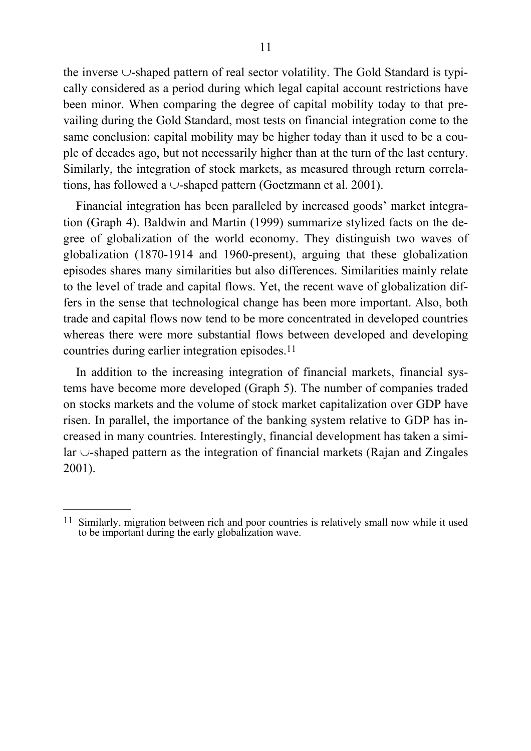the inverse ∪-shaped pattern of real sector volatility. The Gold Standard is typically considered as a period during which legal capital account restrictions have been minor. When comparing the degree of capital mobility today to that prevailing during the Gold Standard, most tests on financial integration come to the same conclusion: capital mobility may be higher today than it used to be a couple of decades ago, but not necessarily higher than at the turn of the last century. Similarly, the integration of stock markets, as measured through return correlations, has followed a ∪-shaped pattern (Goetzmann et al. 2001).

Financial integration has been paralleled by increased goods' market integration (Graph 4). Baldwin and Martin (1999) summarize stylized facts on the degree of globalization of the world economy. They distinguish two waves of globalization (1870-1914 and 1960-present), arguing that these globalization episodes shares many similarities but also differences. Similarities mainly relate to the level of trade and capital flows. Yet, the recent wave of globalization differs in the sense that technological change has been more important. Also, both trade and capital flows now tend to be more concentrated in developed countries whereas there were more substantial flows between developed and developing countries during earlier integration episodes.[11]

In addition to the increasing integration of financial markets, financial systems have become more developed (Graph 5). The number of companies traded on stocks markets and the volume of stock market capitalization over GDP have risen. In parallel, the importance of the banking system relative to GDP has increased in many countries. Interestingly, financial development has taken a similar ∪-shaped pattern as the integration of financial markets (Rajan and Zingales 2001).

---

[11] Similarly, migration between rich and poor countries is relatively small now while it used to be important during the early globalization wave.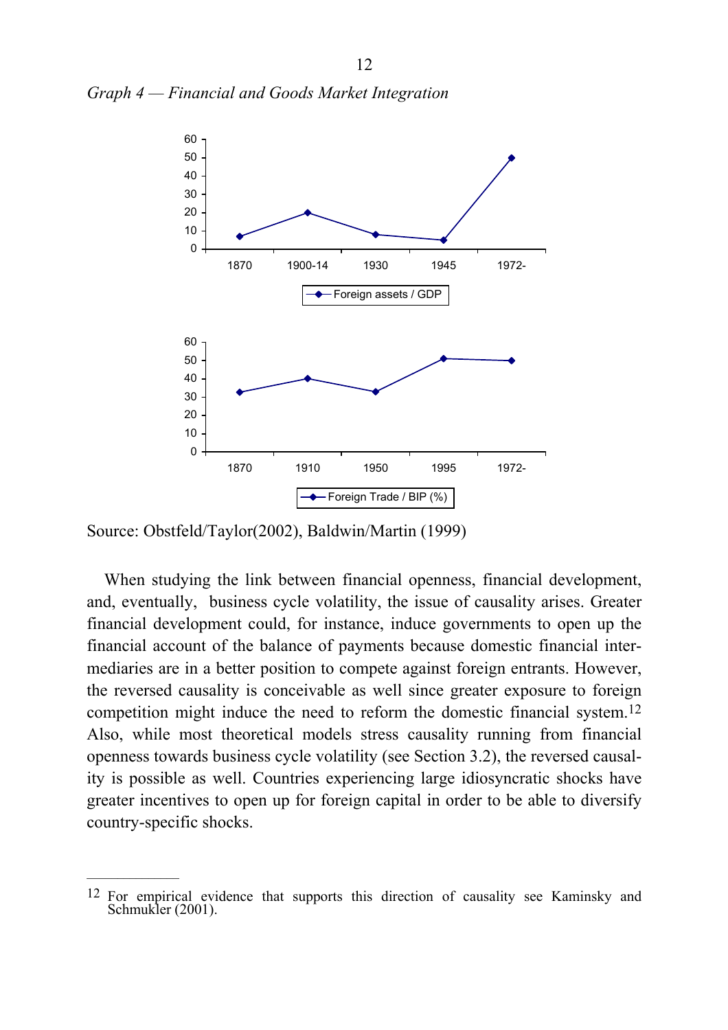*Graph 4 — Financial and Goods Market Integration*

Source: Obstfeld/Taylor(2002), Baldwin/Martin (1999)

When studying the link between financial openness, financial development, and, eventually, business cycle volatility, the issue of causality arises. Greater financial development could, for instance, induce governments to open up the financial account of the balance of payments because domestic financial intermediaries are in a better position to compete against foreign entrants. However, the reversed causality is conceivable as well since greater exposure to foreign competition might induce the need to reform the domestic financial system.[12] Also, while most theoretical models stress causality running from financial openness towards business cycle volatility (see Section 3.2), the reversed causality is possible as well. Countries experiencing large idiosyncratic shocks have greater incentives to open up for foreign capital in order to be able to diversify country-specific shocks.

[12] For empirical evidence that supports this direction of causality see Kaminsky and Schmukler (2001).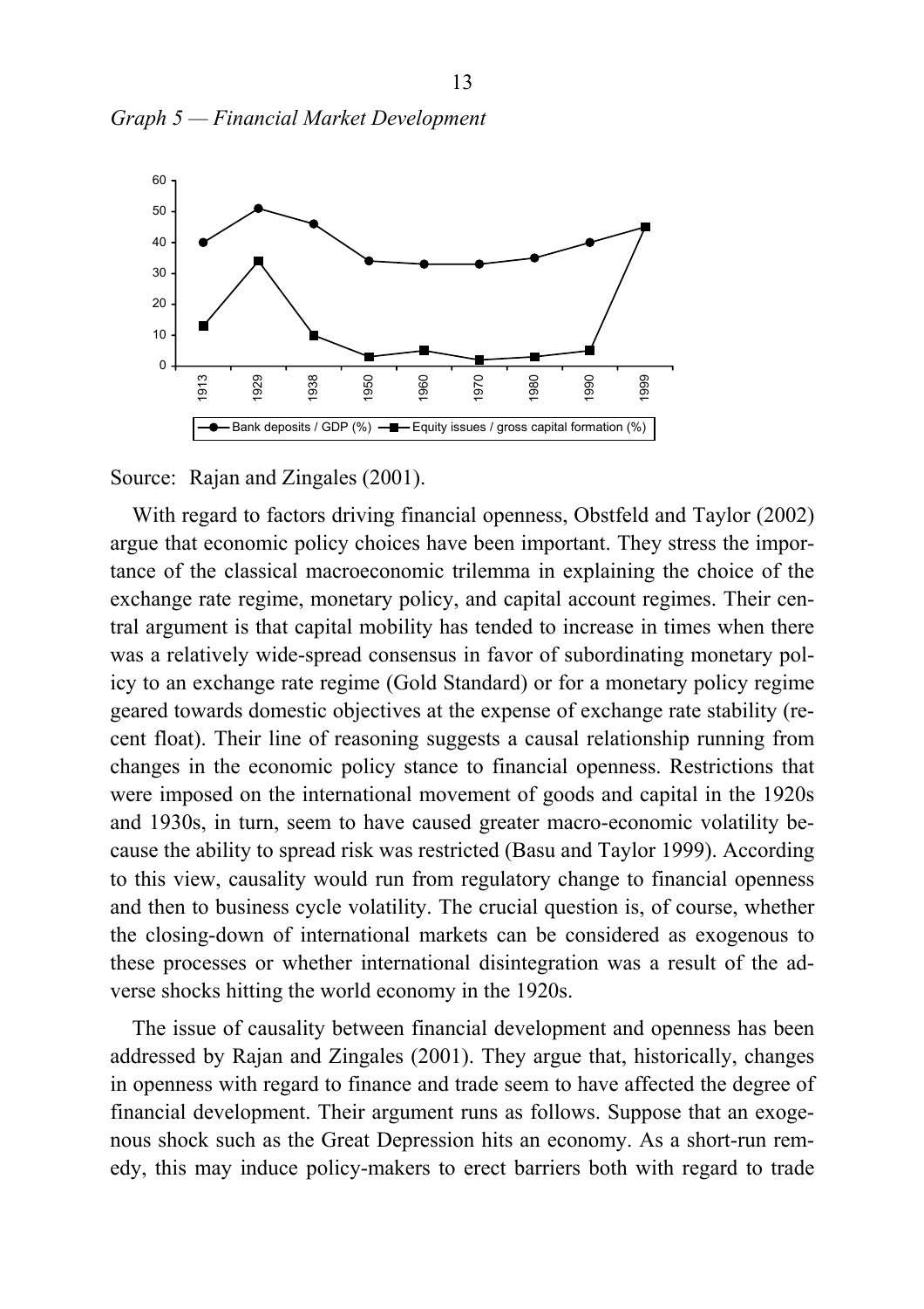*Graph 5 — Financial Market Development*

Source: Rajan and Zingales (2001).

With regard to factors driving financial openness, Obstfeld and Taylor (2002) argue that economic policy choices have been important. They stress the importance of the classical macroeconomic trilemma in explaining the choice of the exchange rate regime, monetary policy, and capital account regimes. Their central argument is that capital mobility has tended to increase in times when there was a relatively wide-spread consensus in favor of subordinating monetary policy to an exchange rate regime (Gold Standard) or for a monetary policy regime geared towards domestic objectives at the expense of exchange rate stability (recent float). Their line of reasoning suggests a causal relationship running from changes in the economic policy stance to financial openness. Restrictions that were imposed on the international movement of goods and capital in the 1920s and 1930s, in turn, seem to have caused greater macro-economic volatility because the ability to spread risk was restricted (Basu and Taylor 1999). According to this view, causality would run from regulatory change to financial openness and then to business cycle volatility. The crucial question is, of course, whether the closing-down of international markets can be considered as exogenous to these processes or whether international disintegration was a result of the adverse shocks hitting the world economy in the 1920s.

The issue of causality between financial development and openness has been addressed by Rajan and Zingales (2001). They argue that, historically, changes in openness with regard to finance and trade seem to have affected the degree of financial development. Their argument runs as follows. Suppose that an exogenous shock such as the Great Depression hits an economy. As a short-run remedy, this may induce policy-makers to erect barriers both with regard to trade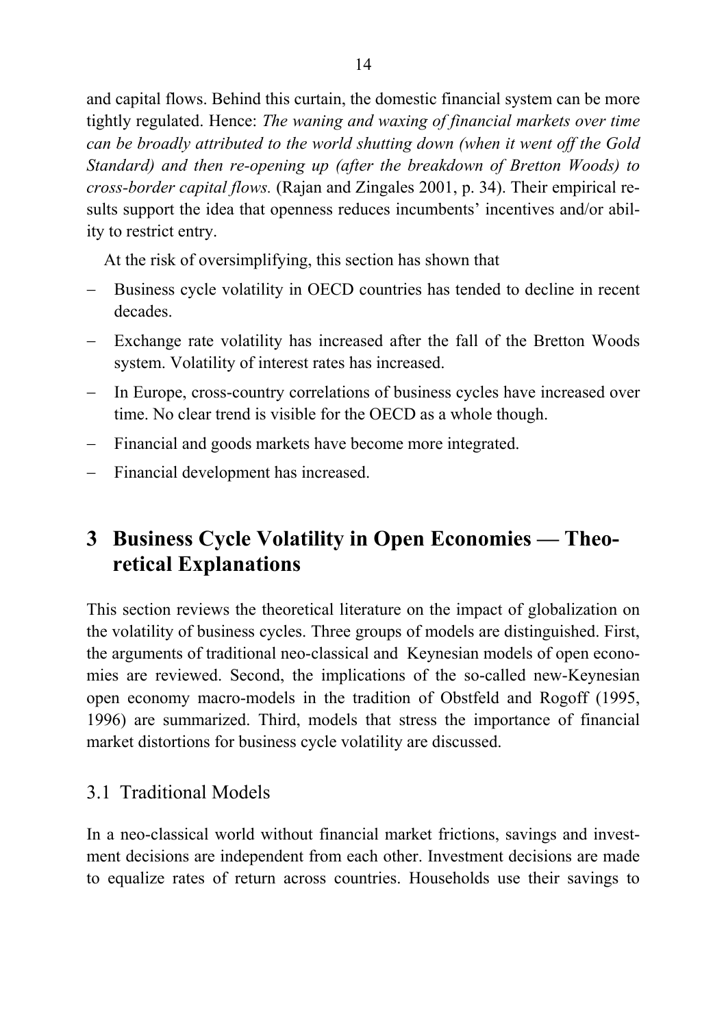and capital flows. Behind this curtain, the domestic financial system can be more tightly regulated. Hence: *The waning and waxing of financial markets over time can be broadly attributed to the world shutting down (when it went off the Gold Standard) and then re-opening up (after the breakdown of Bretton Woods) to cross-border capital flows.* (Rajan and Zingales 2001, p. 34). Their empirical results support the idea that openness reduces incumbents' incentives and/or ability to restrict entry.

At the risk of oversimplifying, this section has shown that

- Business cycle volatility in OECD countries has tended to decline in recent decades.
- Exchange rate volatility has increased after the fall of the Bretton Woods system. Volatility of interest rates has increased.
- In Europe, cross-country correlations of business cycles have increased over time. No clear trend is visible for the OECD as a whole though.
- Financial and goods markets have become more integrated.
- Financial development has increased.

# 3 Business Cycle Volatility in Open Economies — Theoretical Explanations

This section reviews the theoretical literature on the impact of globalization on the volatility of business cycles. Three groups of models are distinguished. First, the arguments of traditional neo-classical and Keynesian models of open economies are reviewed. Second, the implications of the so-called new-Keynesian open economy macro-models in the tradition of Obstfeld and Rogoff (1995, 1996) are summarized. Third, models that stress the importance of financial market distortions for business cycle volatility are discussed.

## 3.1 Traditional Models

In a neo-classical world without financial market frictions, savings and investment decisions are independent from each other. Investment decisions are made to equalize rates of return across countries. Households use their savings to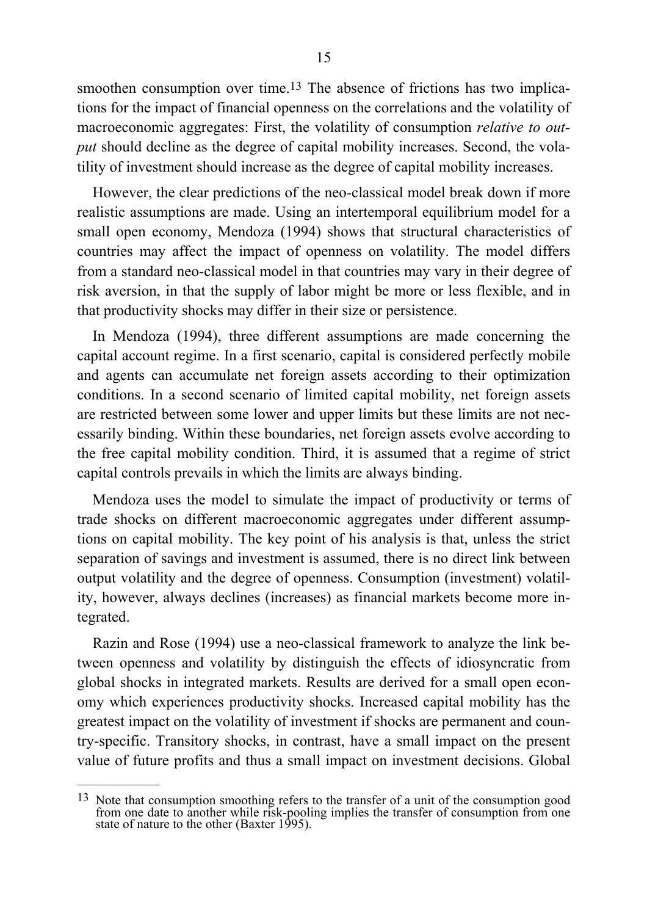smoothen consumption over time.[13] The absence of frictions has two implications for the impact of financial openness on the correlations and the volatility of macroeconomic aggregates: First, the volatility of consumption *relative to output* should decline as the degree of capital mobility increases. Second, the volatility of investment should increase as the degree of capital mobility increases.

However, the clear predictions of the neo-classical model break down if more realistic assumptions are made. Using an intertemporal equilibrium model for a small open economy, Mendoza (1994) shows that structural characteristics of countries may affect the impact of openness on volatility. The model differs from a standard neo-classical model in that countries may vary in their degree of risk aversion, in that the supply of labor might be more or less flexible, and in that productivity shocks may differ in their size or persistence.

In Mendoza (1994), three different assumptions are made concerning the capital account regime. In a first scenario, capital is considered perfectly mobile and agents can accumulate net foreign assets according to their optimization conditions. In a second scenario of limited capital mobility, net foreign assets are restricted between some lower and upper limits but these limits are not necessarily binding. Within these boundaries, net foreign assets evolve according to the free capital mobility condition. Third, it is assumed that a regime of strict capital controls prevails in which the limits are always binding.

Mendoza uses the model to simulate the impact of productivity or terms of trade shocks on different macroeconomic aggregates under different assumptions on capital mobility. The key point of his analysis is that, unless the strict separation of savings and investment is assumed, there is no direct link between output volatility and the degree of openness. Consumption (investment) volatility, however, always declines (increases) as financial markets become more integrated.

Razin and Rose (1994) use a neo-classical framework to analyze the link between openness and volatility by distinguish the effects of idiosyncratic from global shocks in integrated markets. Results are derived for a small open economy which experiences productivity shocks. Increased capital mobility has the greatest impact on the volatility of investment if shocks are permanent and country-specific. Transitory shocks, in contrast, have a small impact on the present value of future profits and thus a small impact on investment decisions. Global

---

[13] Note that consumption smoothing refers to the transfer of a unit of the consumption good from one date to another while risk-pooling implies the transfer of consumption from one state of nature to the other (Baxter 1995).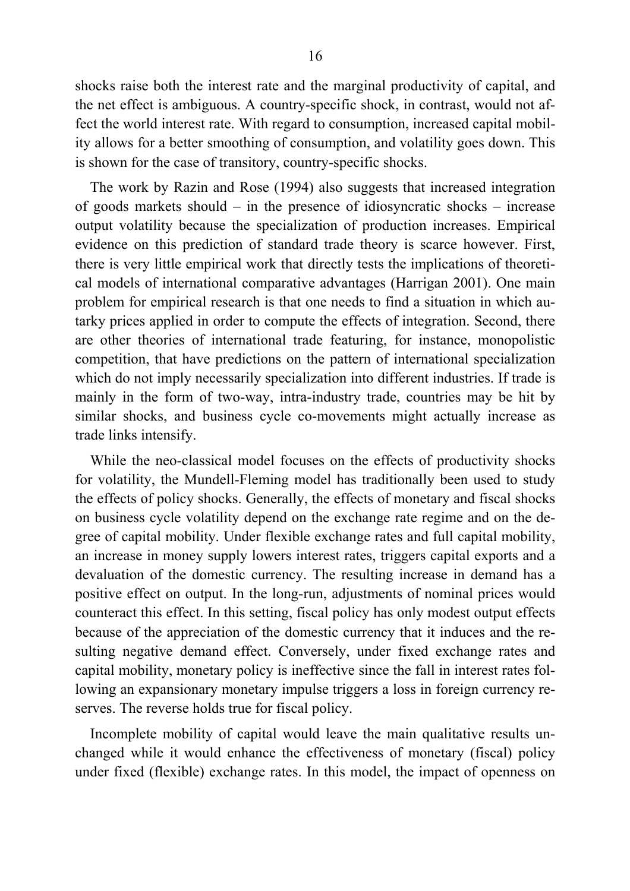shocks raise both the interest rate and the marginal productivity of capital, and the net effect is ambiguous. A country-specific shock, in contrast, would not affect the world interest rate. With regard to consumption, increased capital mobility allows for a better smoothing of consumption, and volatility goes down. This is shown for the case of transitory, country-specific shocks.

The work by Razin and Rose (1994) also suggests that increased integration of goods markets should – in the presence of idiosyncratic shocks – increase output volatility because the specialization of production increases. Empirical evidence on this prediction of standard trade theory is scarce however. First, there is very little empirical work that directly tests the implications of theoretical models of international comparative advantages (Harrigan 2001). One main problem for empirical research is that one needs to find a situation in which autarky prices applied in order to compute the effects of integration. Second, there are other theories of international trade featuring, for instance, monopolistic competition, that have predictions on the pattern of international specialization which do not imply necessarily specialization into different industries. If trade is mainly in the form of two-way, intra-industry trade, countries may be hit by similar shocks, and business cycle co-movements might actually increase as trade links intensify.

While the neo-classical model focuses on the effects of productivity shocks for volatility, the Mundell-Fleming model has traditionally been used to study the effects of policy shocks. Generally, the effects of monetary and fiscal shocks on business cycle volatility depend on the exchange rate regime and on the degree of capital mobility. Under flexible exchange rates and full capital mobility, an increase in money supply lowers interest rates, triggers capital exports and a devaluation of the domestic currency. The resulting increase in demand has a positive effect on output. In the long-run, adjustments of nominal prices would counteract this effect. In this setting, fiscal policy has only modest output effects because of the appreciation of the domestic currency that it induces and the resulting negative demand effect. Conversely, under fixed exchange rates and capital mobility, monetary policy is ineffective since the fall in interest rates following an expansionary monetary impulse triggers a loss in foreign currency reserves. The reverse holds true for fiscal policy.

Incomplete mobility of capital would leave the main qualitative results unchanged while it would enhance the effectiveness of monetary (fiscal) policy under fixed (flexible) exchange rates. In this model, the impact of openness on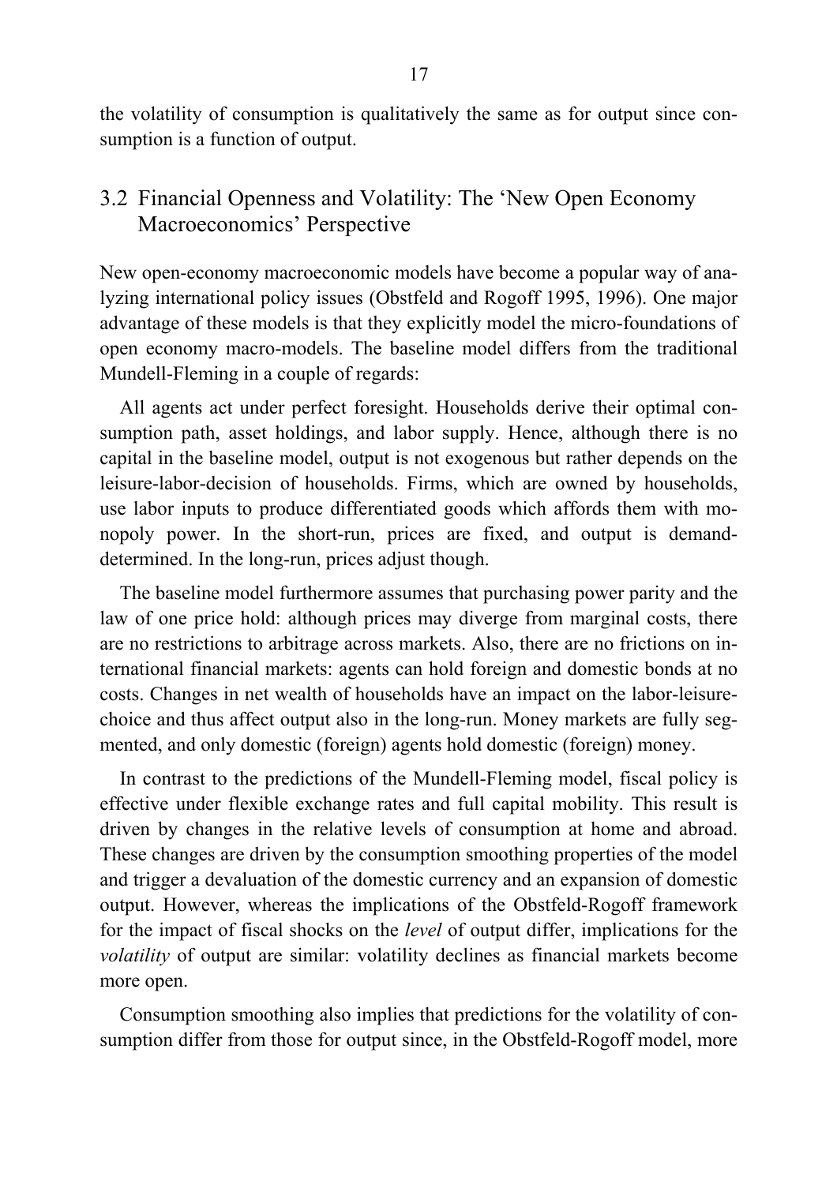the volatility of consumption is qualitatively the same as for output since consumption is a function of output.

## 3.2 Financial Openness and Volatility: The 'New Open Economy Macroeconomics' Perspective

New open-economy macroeconomic models have become a popular way of analyzing international policy issues (Obstfeld and Rogoff 1995, 1996). One major advantage of these models is that they explicitly model the micro-foundations of open economy macro-models. The baseline model differs from the traditional Mundell-Fleming in a couple of regards:

All agents act under perfect foresight. Households derive their optimal consumption path, asset holdings, and labor supply. Hence, although there is no capital in the baseline model, output is not exogenous but rather depends on the leisure-labor-decision of households. Firms, which are owned by households, use labor inputs to produce differentiated goods which affords them with monopoly power. In the short-run, prices are fixed, and output is demand-determined. In the long-run, prices adjust though.

The baseline model furthermore assumes that purchasing power parity and the law of one price hold: although prices may diverge from marginal costs, there are no restrictions to arbitrage across markets. Also, there are no frictions on international financial markets: agents can hold foreign and domestic bonds at no costs. Changes in net wealth of households have an impact on the labor-leisure-choice and thus affect output also in the long-run. Money markets are fully segmented, and only domestic (foreign) agents hold domestic (foreign) money.

In contrast to the predictions of the Mundell-Fleming model, fiscal policy is effective under flexible exchange rates and full capital mobility. This result is driven by changes in the relative levels of consumption at home and abroad. These changes are driven by the consumption smoothing properties of the model and trigger a devaluation of the domestic currency and an expansion of domestic output. However, whereas the implications of the Obstfeld-Rogoff framework for the impact of fiscal shocks on the *level* of output differ, implications for the *volatility* of output are similar: volatility declines as financial markets become more open.

Consumption smoothing also implies that predictions for the volatility of consumption differ from those for output since, in the Obstfeld-Rogoff model, more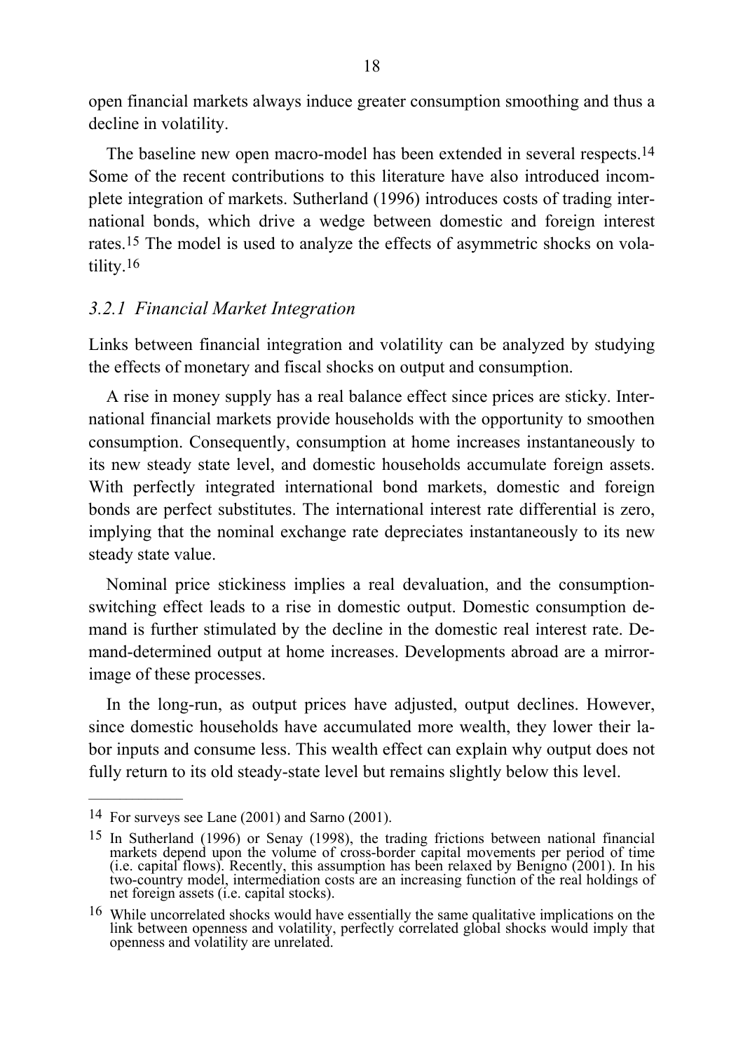open financial markets always induce greater consumption smoothing and thus a decline in volatility.

The baseline new open macro-model has been extended in several respects.[14] Some of the recent contributions to this literature have also introduced incomplete integration of markets. Sutherland (1996) introduces costs of trading international bonds, which drive a wedge between domestic and foreign interest rates.[15] The model is used to analyze the effects of asymmetric shocks on volatility.[16]

### *3.2.1 Financial Market Integration*

Links between financial integration and volatility can be analyzed by studying the effects of monetary and fiscal shocks on output and consumption.

A rise in money supply has a real balance effect since prices are sticky. International financial markets provide households with the opportunity to smoothen consumption. Consequently, consumption at home increases instantaneously to its new steady state level, and domestic households accumulate foreign assets. With perfectly integrated international bond markets, domestic and foreign bonds are perfect substitutes. The international interest rate differential is zero, implying that the nominal exchange rate depreciates instantaneously to its new steady state value.

Nominal price stickiness implies a real devaluation, and the consumption-switching effect leads to a rise in domestic output. Domestic consumption demand is further stimulated by the decline in the domestic real interest rate. Demand-determined output at home increases. Developments abroad are a mirror-image of these processes.

In the long-run, as output prices have adjusted, output declines. However, since domestic households have accumulated more wealth, they lower their labor inputs and consume less. This wealth effect can explain why output does not fully return to its old steady-state level but remains slightly below this level.

---

[14] For surveys see Lane (2001) and Sarno (2001).

[15] In Sutherland (1996) or Senay (1998), the trading frictions between national financial markets depend upon the volume of cross-border capital movements per period of time (i.e. capital flows). Recently, this assumption has been relaxed by Benigno (2001). In his two-country model, intermediation costs are an increasing function of the real holdings of net foreign assets (i.e. capital stocks).

[16] While uncorrelated shocks would have essentially the same qualitative implications on the link between openness and volatility, perfectly correlated global shocks would imply that openness and volatility are unrelated.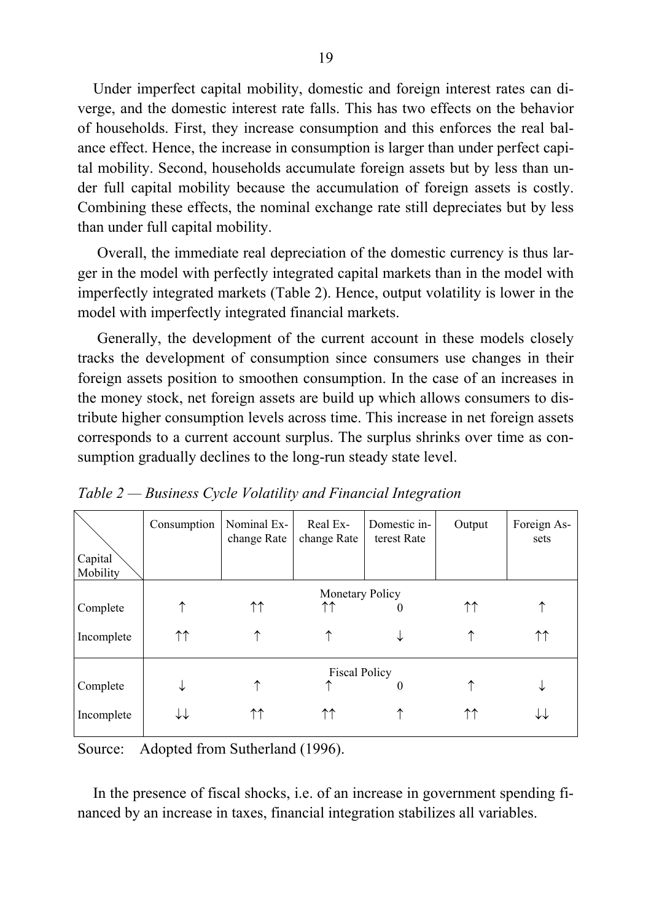Under imperfect capital mobility, domestic and foreign interest rates can diverge, and the domestic interest rate falls. This has two effects on the behavior of households. First, they increase consumption and this enforces the real balance effect. Hence, the increase in consumption is larger than under perfect capital mobility. Second, households accumulate foreign assets but by less than under full capital mobility because the accumulation of foreign assets is costly. Combining these effects, the nominal exchange rate still depreciates but by less than under full capital mobility.

Overall, the immediate real depreciation of the domestic currency is thus larger in the model with perfectly integrated capital markets than in the model with imperfectly integrated markets (Table 2). Hence, output volatility is lower in the model with imperfectly integrated financial markets.

Generally, the development of the current account in these models closely tracks the development of consumption since consumers use changes in their foreign assets position to smoothen consumption. In the case of an increases in the money stock, net foreign assets are build up which allows consumers to distribute higher consumption levels across time. This increase in net foreign assets corresponds to a current account surplus. The surplus shrinks over time as consumption gradually declines to the long-run steady state level.

*Table 2 — Business Cycle Volatility and Financial Integration*

| Capital Mobility | Consumption | Nominal Exchange Rate | Real Exchange Rate | Domestic interest Rate | Output | Foreign Assets |
|---|---|---|---|---|---|---|
| | | | Monetary Policy | | | |
| Complete | ↑ | ↑↑ | ↑↑ | 0 | ↑↑ | ↑ |
| Incomplete | ↑↑ | ↑ | ↑ | ↓ | ↑ | ↑↑ |
| | | | Fiscal Policy | | | |
| Complete | ↓ | ↑ | ↑ | 0 | ↑ | ↓ |
| Incomplete | ↓↓ | ↑↑ | ↑↑ | ↑ | ↑↑ | ↓↓ |

Source: Adopted from Sutherland (1996).

In the presence of fiscal shocks, i.e. of an increase in government spending financed by an increase in taxes, financial integration stabilizes all variables.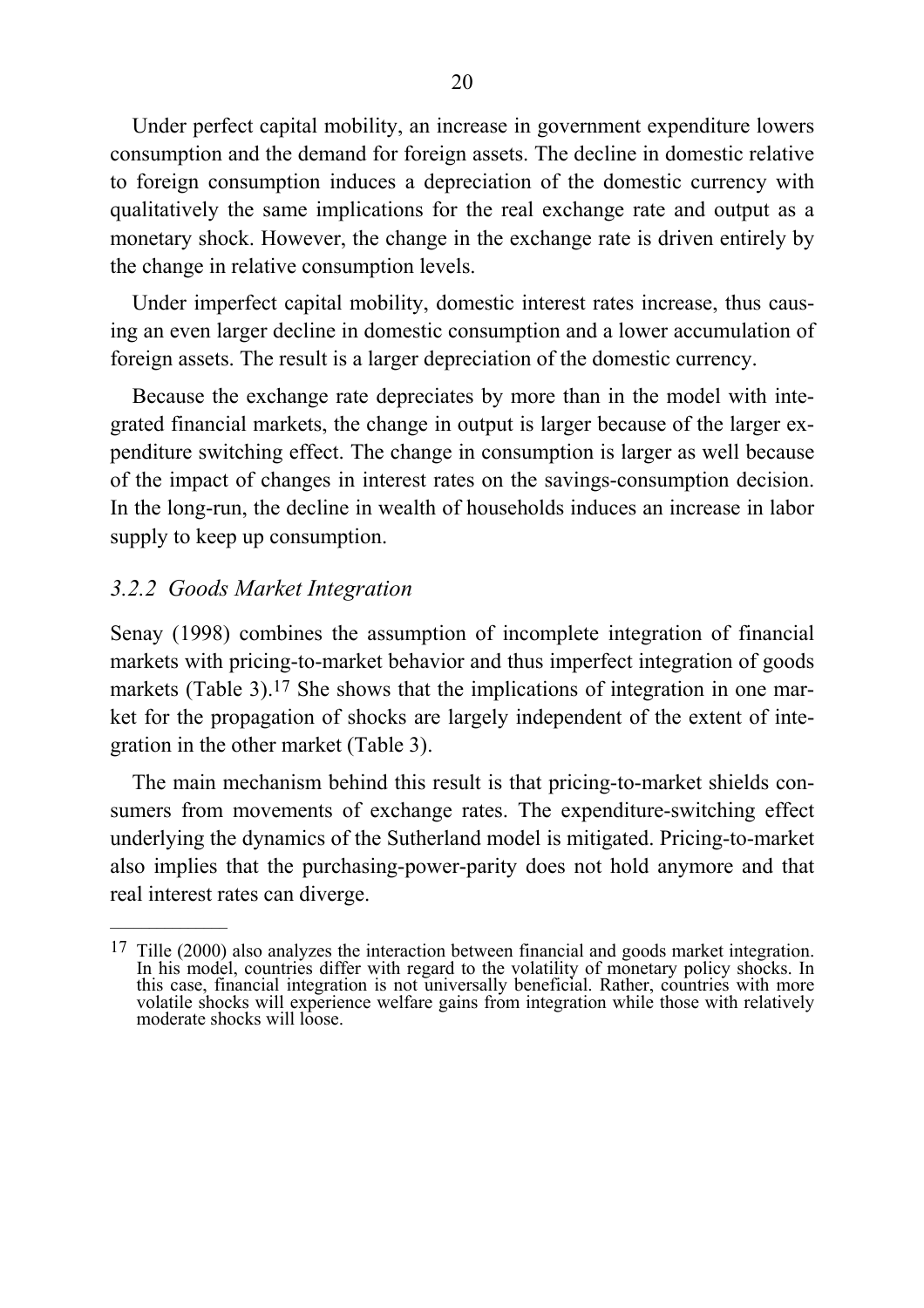Under perfect capital mobility, an increase in government expenditure lowers consumption and the demand for foreign assets. The decline in domestic relative to foreign consumption induces a depreciation of the domestic currency with qualitatively the same implications for the real exchange rate and output as a monetary shock. However, the change in the exchange rate is driven entirely by the change in relative consumption levels.

Under imperfect capital mobility, domestic interest rates increase, thus causing an even larger decline in domestic consumption and a lower accumulation of foreign assets. The result is a larger depreciation of the domestic currency.

Because the exchange rate depreciates by more than in the model with integrated financial markets, the change in output is larger because of the larger expenditure switching effect. The change in consumption is larger as well because of the impact of changes in interest rates on the savings-consumption decision. In the long-run, the decline in wealth of households induces an increase in labor supply to keep up consumption.

### *3.2.2 Goods Market Integration*

Senay (1998) combines the assumption of incomplete integration of financial markets with pricing-to-market behavior and thus imperfect integration of goods markets (Table 3).[17] She shows that the implications of integration in one market for the propagation of shocks are largely independent of the extent of integration in the other market (Table 3).

The main mechanism behind this result is that pricing-to-market shields consumers from movements of exchange rates. The expenditure-switching effect underlying the dynamics of the Sutherland model is mitigated. Pricing-to-market also implies that the purchasing-power-parity does not hold anymore and that real interest rates can diverge.

---

[17] Tille (2000) also analyzes the interaction between financial and goods market integration. In his model, countries differ with regard to the volatility of monetary policy shocks. In this case, financial integration is not universally beneficial. Rather, countries with more volatile shocks will experience welfare gains from integration while those with relatively moderate shocks will loose.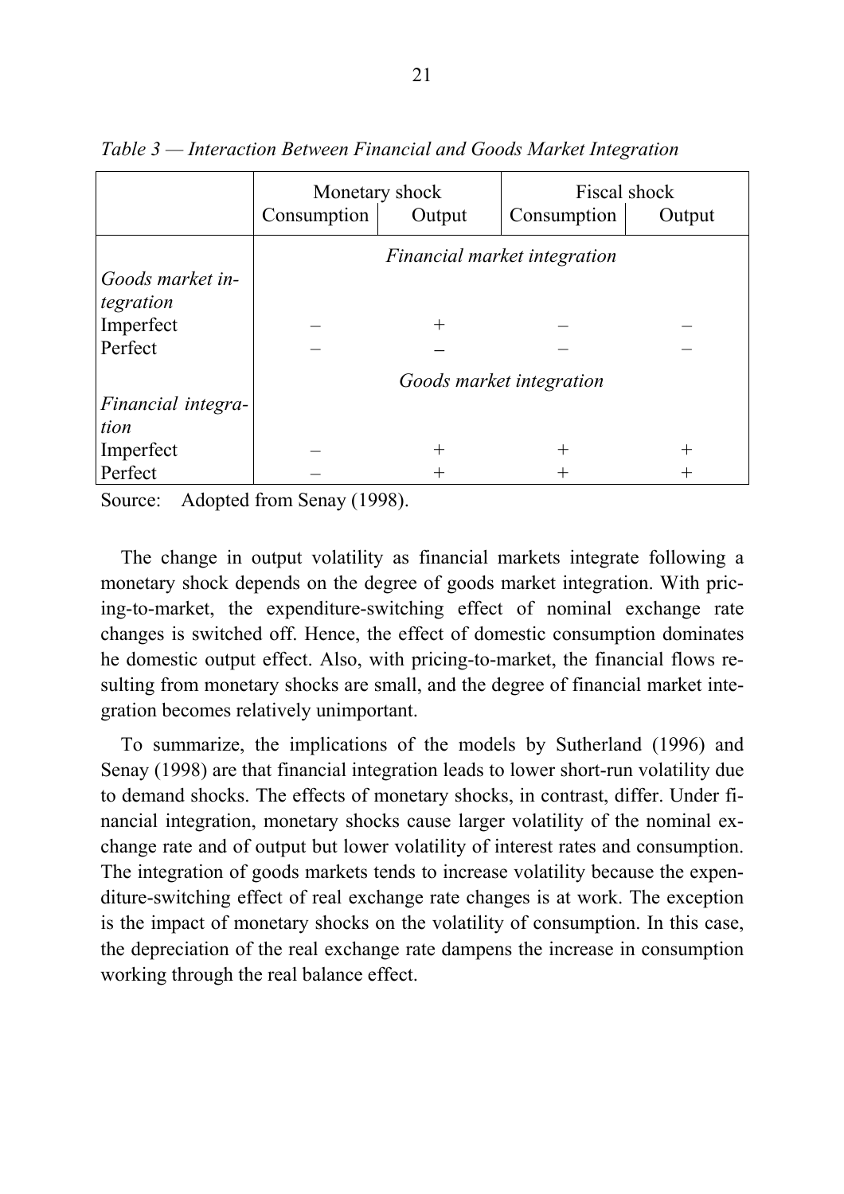*Table 3 — Interaction Between Financial and Goods Market Integration*

| | Monetary shock | | Fiscal shock | |
|---|---|---|---|---|
| | Consumption | Output | Consumption | Output |
| | *Financial market integration* | | | |
| *Goods market integration* | | | | |
| Imperfect | – | + | – | – |
| Perfect | – | – | – | – |
| | *Goods market integration* | | | |
| *Financial integration* | | | | |
| Imperfect | – | + | + | + |
| Perfect | – | + | + | + |

Source: Adopted from Senay (1998).

The change in output volatility as financial markets integrate following a monetary shock depends on the degree of goods market integration. With pricing-to-market, the expenditure-switching effect of nominal exchange rate changes is switched off. Hence, the effect of domestic consumption dominates he domestic output effect. Also, with pricing-to-market, the financial flows resulting from monetary shocks are small, and the degree of financial market integration becomes relatively unimportant.

To summarize, the implications of the models by Sutherland (1996) and Senay (1998) are that financial integration leads to lower short-run volatility due to demand shocks. The effects of monetary shocks, in contrast, differ. Under financial integration, monetary shocks cause larger volatility of the nominal exchange rate and of output but lower volatility of interest rates and consumption. The integration of goods markets tends to increase volatility because the expenditure-switching effect of real exchange rate changes is at work. The exception is the impact of monetary shocks on the volatility of consumption. In this case, the depreciation of the real exchange rate dampens the increase in consumption working through the real balance effect.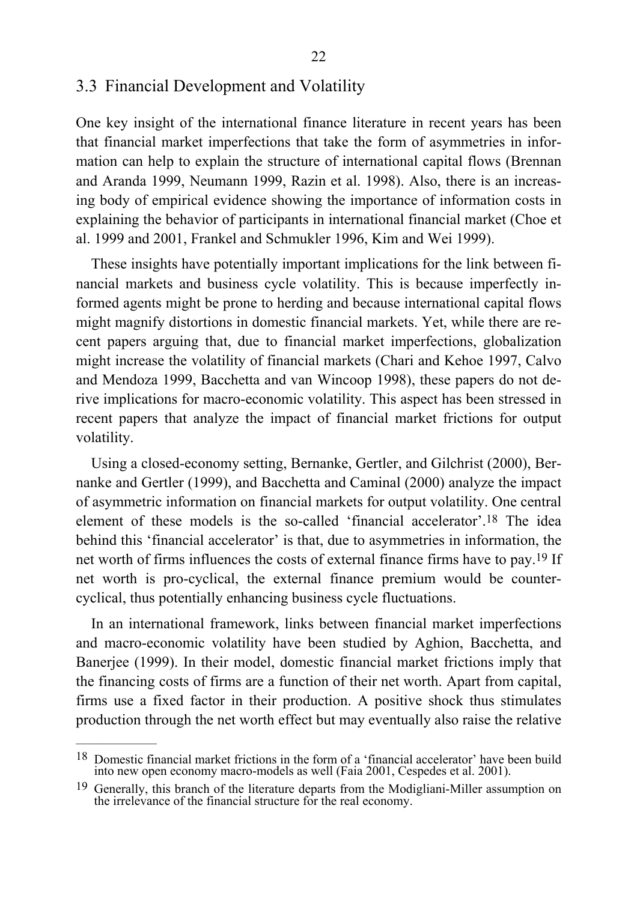## 3.3 Financial Development and Volatility

One key insight of the international finance literature in recent years has been that financial market imperfections that take the form of asymmetries in information can help to explain the structure of international capital flows (Brennan and Aranda 1999, Neumann 1999, Razin et al. 1998). Also, there is an increasing body of empirical evidence showing the importance of information costs in explaining the behavior of participants in international financial market (Choe et al. 1999 and 2001, Frankel and Schmukler 1996, Kim and Wei 1999).

These insights have potentially important implications for the link between financial markets and business cycle volatility. This is because imperfectly informed agents might be prone to herding and because international capital flows might magnify distortions in domestic financial markets. Yet, while there are recent papers arguing that, due to financial market imperfections, globalization might increase the volatility of financial markets (Chari and Kehoe 1997, Calvo and Mendoza 1999, Bacchetta and van Wincoop 1998), these papers do not derive implications for macro-economic volatility. This aspect has been stressed in recent papers that analyze the impact of financial market frictions for output volatility.

Using a closed-economy setting, Bernanke, Gertler, and Gilchrist (2000), Bernanke and Gertler (1999), and Bacchetta and Caminal (2000) analyze the impact of asymmetric information on financial markets for output volatility. One central element of these models is the so-called 'financial accelerator'.[18] The idea behind this 'financial accelerator' is that, due to asymmetries in information, the net worth of firms influences the costs of external finance firms have to pay.[19] If net worth is pro-cyclical, the external finance premium would be countercyclical, thus potentially enhancing business cycle fluctuations.

In an international framework, links between financial market imperfections and macro-economic volatility have been studied by Aghion, Bacchetta, and Banerjee (1999). In their model, domestic financial market frictions imply that the financing costs of firms are a function of their net worth. Apart from capital, firms use a fixed factor in their production. A positive shock thus stimulates production through the net worth effect but may eventually also raise the relative

---

[18] Domestic financial market frictions in the form of a 'financial accelerator' have been build into new open economy macro-models as well (Faia 2001, Cespedes et al. 2001).

[19] Generally, this branch of the literature departs from the Modigliani-Miller assumption on the irrelevance of the financial structure for the real economy.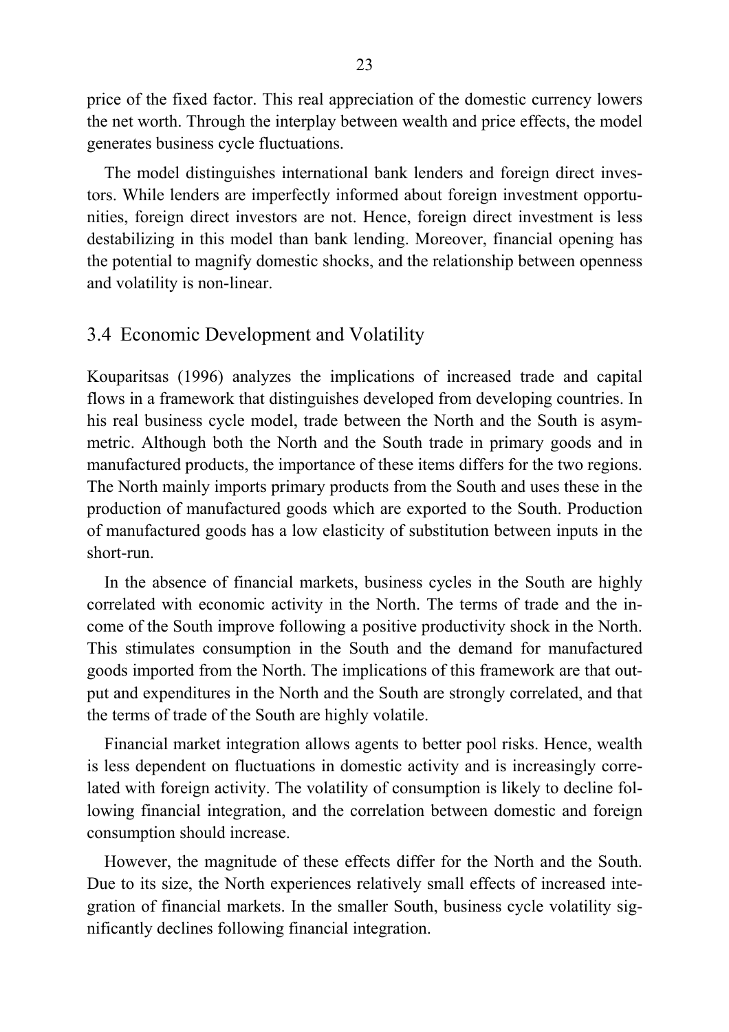price of the fixed factor. This real appreciation of the domestic currency lowers the net worth. Through the interplay between wealth and price effects, the model generates business cycle fluctuations.

The model distinguishes international bank lenders and foreign direct investors. While lenders are imperfectly informed about foreign investment opportunities, foreign direct investors are not. Hence, foreign direct investment is less destabilizing in this model than bank lending. Moreover, financial opening has the potential to magnify domestic shocks, and the relationship between openness and volatility is non-linear.

## 3.4 Economic Development and Volatility

Kouparitsas (1996) analyzes the implications of increased trade and capital flows in a framework that distinguishes developed from developing countries. In his real business cycle model, trade between the North and the South is asymmetric. Although both the North and the South trade in primary goods and in manufactured products, the importance of these items differs for the two regions. The North mainly imports primary products from the South and uses these in the production of manufactured goods which are exported to the South. Production of manufactured goods has a low elasticity of substitution between inputs in the short-run.

In the absence of financial markets, business cycles in the South are highly correlated with economic activity in the North. The terms of trade and the income of the South improve following a positive productivity shock in the North. This stimulates consumption in the South and the demand for manufactured goods imported from the North. The implications of this framework are that output and expenditures in the North and the South are strongly correlated, and that the terms of trade of the South are highly volatile.

Financial market integration allows agents to better pool risks. Hence, wealth is less dependent on fluctuations in domestic activity and is increasingly correlated with foreign activity. The volatility of consumption is likely to decline following financial integration, and the correlation between domestic and foreign consumption should increase.

However, the magnitude of these effects differ for the North and the South. Due to its size, the North experiences relatively small effects of increased integration of financial markets. In the smaller South, business cycle volatility significantly declines following financial integration.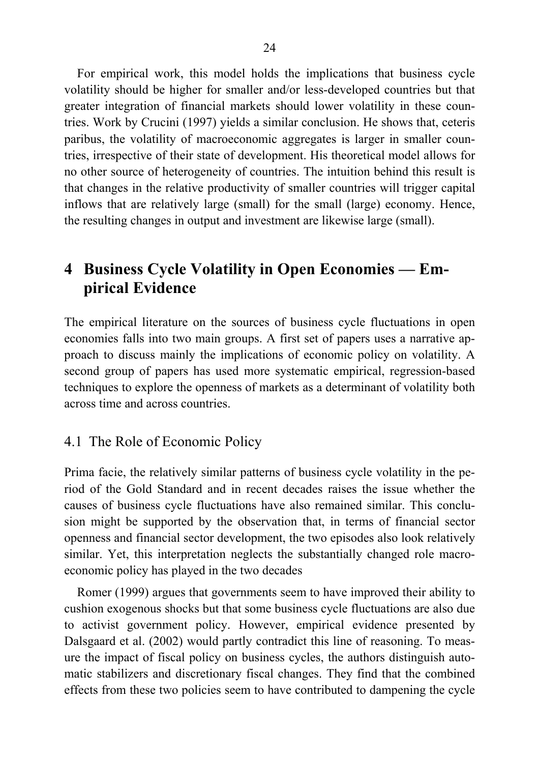For empirical work, this model holds the implications that business cycle volatility should be higher for smaller and/or less-developed countries but that greater integration of financial markets should lower volatility in these countries. Work by Crucini (1997) yields a similar conclusion. He shows that, ceteris paribus, the volatility of macroeconomic aggregates is larger in smaller countries, irrespective of their state of development. His theoretical model allows for no other source of heterogeneity of countries. The intuition behind this result is that changes in the relative productivity of smaller countries will trigger capital inflows that are relatively large (small) for the small (large) economy. Hence, the resulting changes in output and investment are likewise large (small).

# 4 Business Cycle Volatility in Open Economies — Empirical Evidence

The empirical literature on the sources of business cycle fluctuations in open economies falls into two main groups. A first set of papers uses a narrative approach to discuss mainly the implications of economic policy on volatility. A second group of papers has used more systematic empirical, regression-based techniques to explore the openness of markets as a determinant of volatility both across time and across countries.

## 4.1 The Role of Economic Policy

Prima facie, the relatively similar patterns of business cycle volatility in the period of the Gold Standard and in recent decades raises the issue whether the causes of business cycle fluctuations have also remained similar. This conclusion might be supported by the observation that, in terms of financial sector openness and financial sector development, the two episodes also look relatively similar. Yet, this interpretation neglects the substantially changed role macroeconomic policy has played in the two decades

Romer (1999) argues that governments seem to have improved their ability to cushion exogenous shocks but that some business cycle fluctuations are also due to activist government policy. However, empirical evidence presented by Dalsgaard et al. (2002) would partly contradict this line of reasoning. To measure the impact of fiscal policy on business cycles, the authors distinguish automatic stabilizers and discretionary fiscal changes. They find that the combined effects from these two policies seem to have contributed to dampening the cycle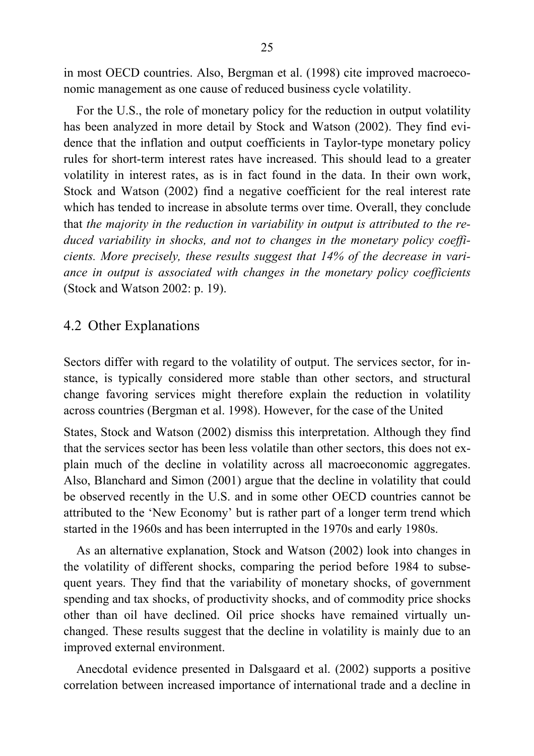in most OECD countries. Also, Bergman et al. (1998) cite improved macroeconomic management as one cause of reduced business cycle volatility.

For the U.S., the role of monetary policy for the reduction in output volatility has been analyzed in more detail by Stock and Watson (2002). They find evidence that the inflation and output coefficients in Taylor-type monetary policy rules for short-term interest rates have increased. This should lead to a greater volatility in interest rates, as is in fact found in the data. In their own work, Stock and Watson (2002) find a negative coefficient for the real interest rate which has tended to increase in absolute terms over time. Overall, they conclude that *the majority in the reduction in variability in output is attributed to the reduced variability in shocks, and not to changes in the monetary policy coefficients. More precisely, these results suggest that 14% of the decrease in variance in output is associated with changes in the monetary policy coefficients* (Stock and Watson 2002: p. 19).

## 4.2 Other Explanations

Sectors differ with regard to the volatility of output. The services sector, for instance, is typically considered more stable than other sectors, and structural change favoring services might therefore explain the reduction in volatility across countries (Bergman et al. 1998). However, for the case of the United States, Stock and Watson (2002) dismiss this interpretation. Although they find that the services sector has been less volatile than other sectors, this does not explain much of the decline in volatility across all macroeconomic aggregates. Also, Blanchard and Simon (2001) argue that the decline in volatility that could be observed recently in the U.S. and in some other OECD countries cannot be attributed to the 'New Economy' but is rather part of a longer term trend which started in the 1960s and has been interrupted in the 1970s and early 1980s.

As an alternative explanation, Stock and Watson (2002) look into changes in the volatility of different shocks, comparing the period before 1984 to subsequent years. They find that the variability of monetary shocks, of government spending and tax shocks, of productivity shocks, and of commodity price shocks other than oil have declined. Oil price shocks have remained virtually unchanged. These results suggest that the decline in volatility is mainly due to an improved external environment.

Anecdotal evidence presented in Dalsgaard et al. (2002) supports a positive correlation between increased importance of international trade and a decline in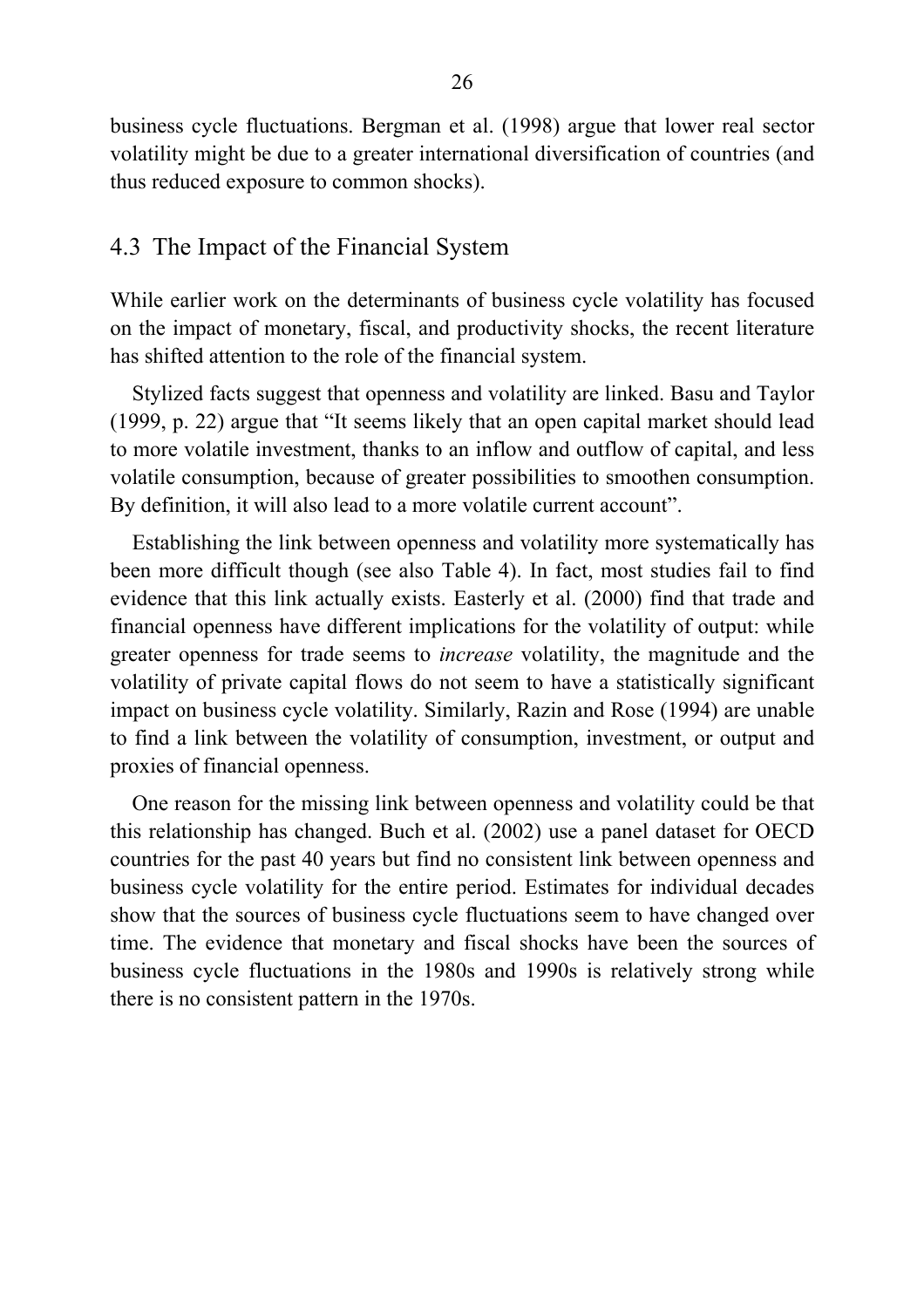business cycle fluctuations. Bergman et al. (1998) argue that lower real sector volatility might be due to a greater international diversification of countries (and thus reduced exposure to common shocks).

## 4.3 The Impact of the Financial System

While earlier work on the determinants of business cycle volatility has focused on the impact of monetary, fiscal, and productivity shocks, the recent literature has shifted attention to the role of the financial system.

Stylized facts suggest that openness and volatility are linked. Basu and Taylor (1999, p. 22) argue that "It seems likely that an open capital market should lead to more volatile investment, thanks to an inflow and outflow of capital, and less volatile consumption, because of greater possibilities to smoothen consumption. By definition, it will also lead to a more volatile current account".

Establishing the link between openness and volatility more systematically has been more difficult though (see also Table 4). In fact, most studies fail to find evidence that this link actually exists. Easterly et al. (2000) find that trade and financial openness have different implications for the volatility of output: while greater openness for trade seems to *increase* volatility, the magnitude and the volatility of private capital flows do not seem to have a statistically significant impact on business cycle volatility. Similarly, Razin and Rose (1994) are unable to find a link between the volatility of consumption, investment, or output and proxies of financial openness.

One reason for the missing link between openness and volatility could be that this relationship has changed. Buch et al. (2002) use a panel dataset for OECD countries for the past 40 years but find no consistent link between openness and business cycle volatility for the entire period. Estimates for individual decades show that the sources of business cycle fluctuations seem to have changed over time. The evidence that monetary and fiscal shocks have been the sources of business cycle fluctuations in the 1980s and 1990s is relatively strong while there is no consistent pattern in the 1970s.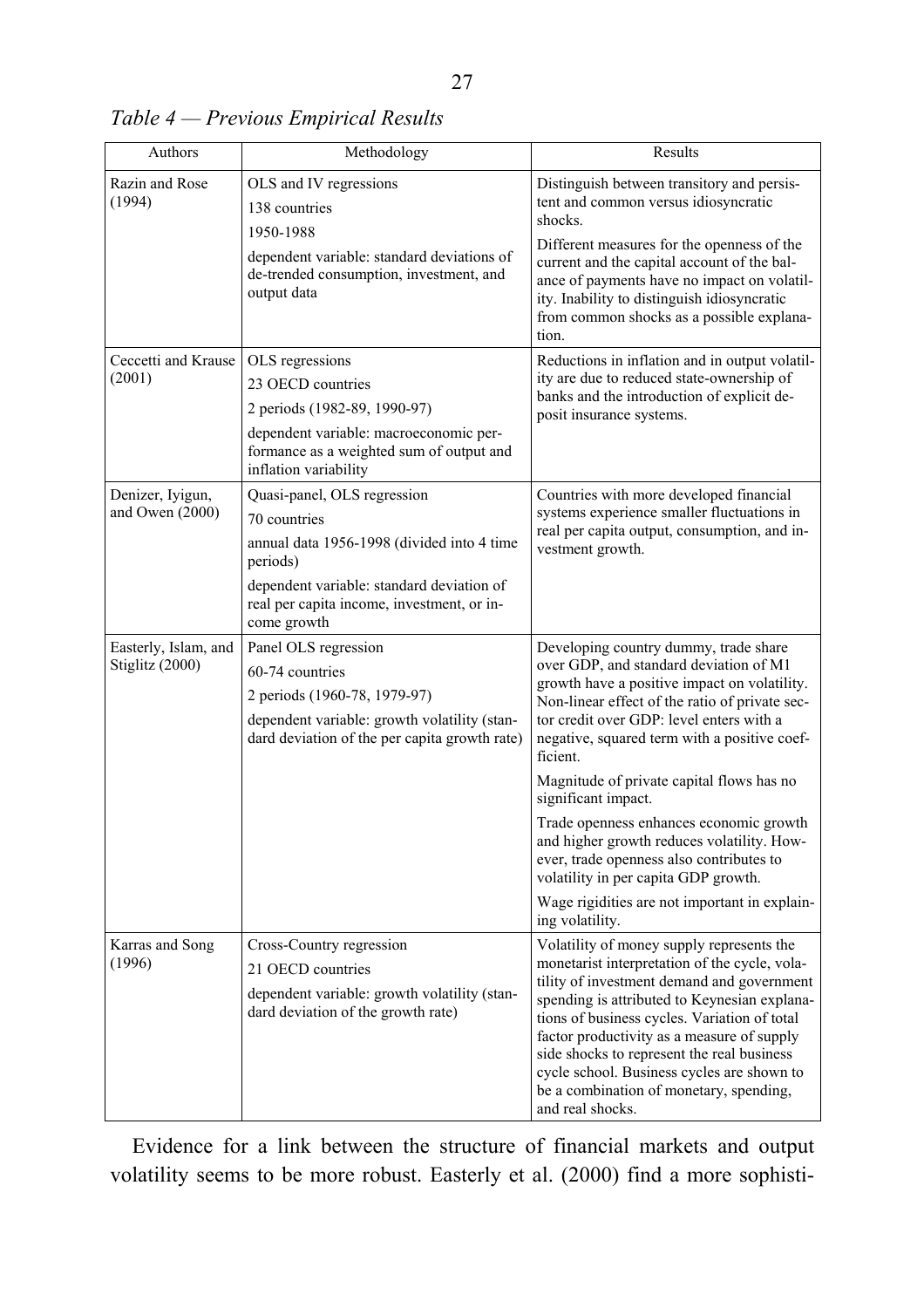*Table 4 — Previous Empirical Results*

| Authors | Methodology | Results |
|---|---|---|
| Razin and Rose (1994) | OLS and IV regressions<br>138 countries<br>1950-1988<br>dependent variable: standard deviations of de-trended consumption, investment, and output data | Distinguish between transitory and persistent and common versus idiosyncratic shocks.<br>Different measures for the openness of the current and the capital account of the balance of payments have no impact on volatility. Inability to distinguish idiosyncratic from common shocks as a possible explanation. |
| Ceccetti and Krause (2001) | OLS regressions<br>23 OECD countries<br>2 periods (1982-89, 1990-97)<br>dependent variable: macroeconomic performance as a weighted sum of output and inflation variability | Reductions in inflation and in output volatility are due to reduced state-ownership of banks and the introduction of explicit deposit insurance systems. |
| Denizer, Iyigun, and Owen (2000) | Quasi-panel, OLS regression<br>70 countries<br>annual data 1956-1998 (divided into 4 time periods)<br>dependent variable: standard deviation of real per capita income, investment, or income growth | Countries with more developed financial systems experience smaller fluctuations in real per capita output, consumption, and investment growth. |
| Easterly, Islam, and Stiglitz (2000) | Panel OLS regression<br>60-74 countries<br>2 periods (1960-78, 1979-97)<br>dependent variable: growth volatility (standard deviation of the per capita growth rate) | Developing country dummy, trade share over GDP, and standard deviation of M1 growth have a positive impact on volatility. Non-linear effect of the ratio of private sector credit over GDP: level enters with a negative, squared term with a positive coefficient.<br>Magnitude of private capital flows has no significant impact.<br>Trade openness enhances economic growth and higher growth reduces volatility. However, trade openness also contributes to volatility in per capita GDP growth.<br>Wage rigidities are not important in explaining volatility. |
| Karras and Song (1996) | Cross-Country regression<br>21 OECD countries<br>dependent variable: growth volatility (standard deviation of the growth rate) | Volatility of money supply represents the monetarist interpretation of the cycle, volatility of investment demand and government spending is attributed to Keynesian explanations of business cycles. Variation of total factor productivity as a measure of supply side shocks to represent the real business cycle school. Business cycles are shown to be a combination of monetary, spending, and real shocks. |

Evidence for a link between the structure of financial markets and output volatility seems to be more robust. Easterly et al. (2000) find a more sophisti-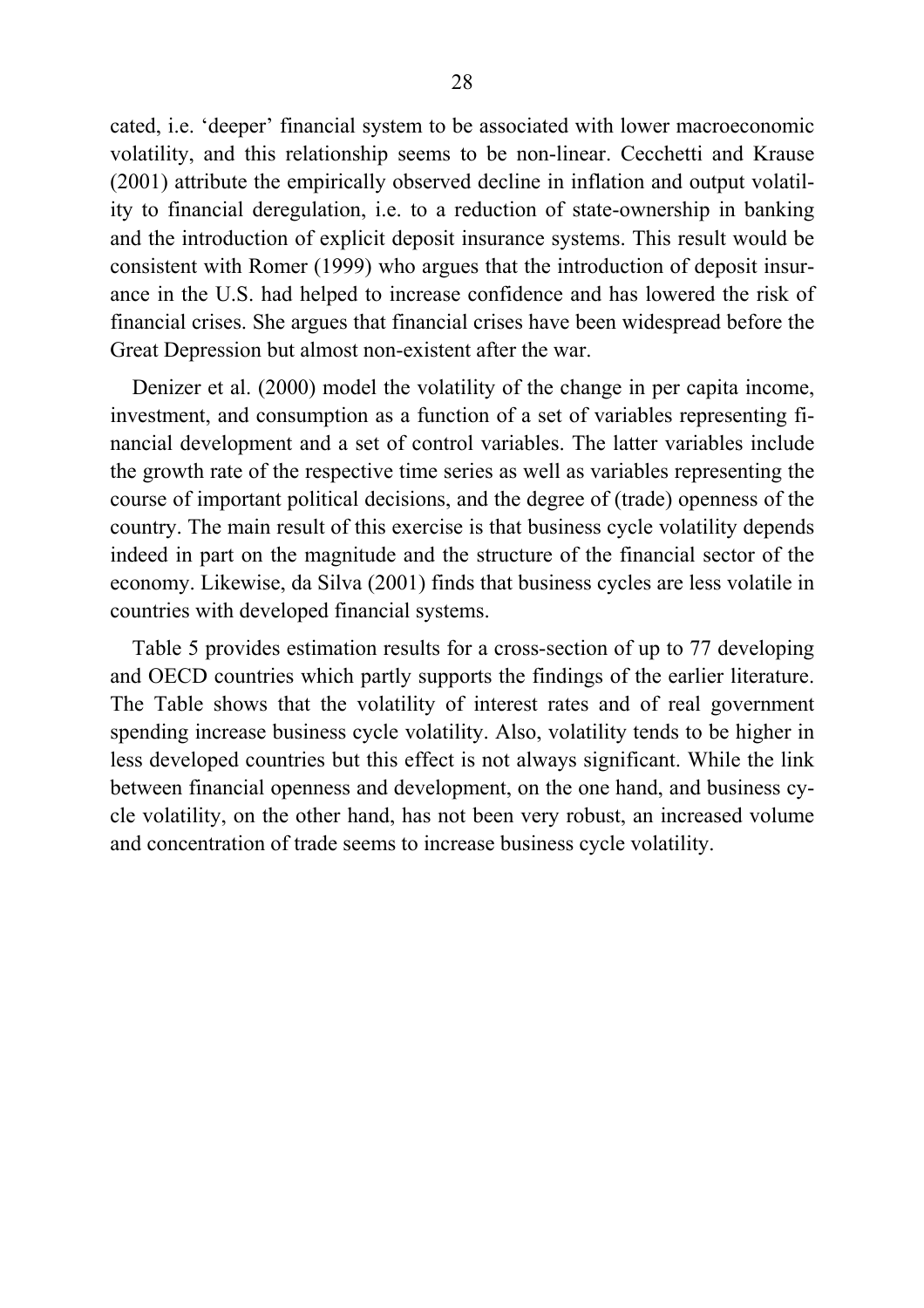cated, i.e. 'deeper' financial system to be associated with lower macroeconomic volatility, and this relationship seems to be non-linear. Cecchetti and Krause (2001) attribute the empirically observed decline in inflation and output volatility to financial deregulation, i.e. to a reduction of state-ownership in banking and the introduction of explicit deposit insurance systems. This result would be consistent with Romer (1999) who argues that the introduction of deposit insurance in the U.S. had helped to increase confidence and has lowered the risk of financial crises. She argues that financial crises have been widespread before the Great Depression but almost non-existent after the war.

Denizer et al. (2000) model the volatility of the change in per capita income, investment, and consumption as a function of a set of variables representing financial development and a set of control variables. The latter variables include the growth rate of the respective time series as well as variables representing the course of important political decisions, and the degree of (trade) openness of the country. The main result of this exercise is that business cycle volatility depends indeed in part on the magnitude and the structure of the financial sector of the economy. Likewise, da Silva (2001) finds that business cycles are less volatile in countries with developed financial systems.

Table 5 provides estimation results for a cross-section of up to 77 developing and OECD countries which partly supports the findings of the earlier literature. The Table shows that the volatility of interest rates and of real government spending increase business cycle volatility. Also, volatility tends to be higher in less developed countries but this effect is not always significant. While the link between financial openness and development, on the one hand, and business cycle volatility, on the other hand, has not been very robust, an increased volume and concentration of trade seems to increase business cycle volatility.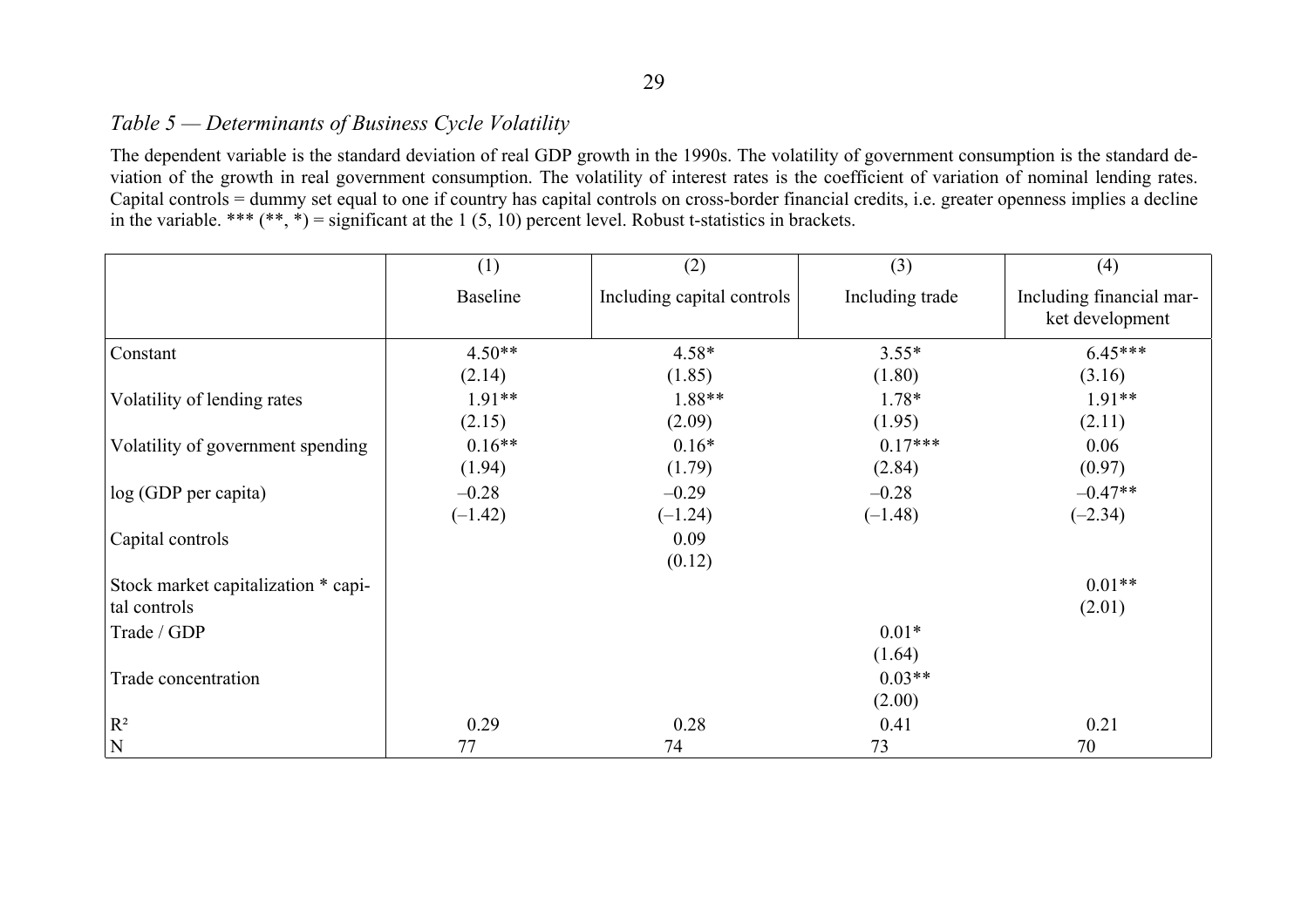*Table 5 — Determinants of Business Cycle Volatility*

The dependent variable is the standard deviation of real GDP growth in the 1990s. The volatility of government consumption is the standard deviation of the growth in real government consumption. The volatility of interest rates is the coefficient of variation of nominal lending rates. Capital controls = dummy set equal to one if country has capital controls on cross-border financial credits, i.e. greater openness implies a decline in the variable. *** (**, *) = significant at the 1 (5, 10) percent level. Robust t-statistics in brackets.

| | (1) Baseline | (2) Including capital controls | (3) Including trade | (4) Including financial market development |
|---|---|---|---|---|
| Constant | 4.50** | 4.58* | 3.55* | 6.45*** |
| | (2.14) | (1.85) | (1.80) | (3.16) |
| Volatility of lending rates | 1.91** | 1.88** | 1.78* | 1.91** |
| | (2.15) | (2.09) | (1.95) | (2.11) |
| Volatility of government spending | 0.16** | 0.16* | 0.17*** | 0.06 |
| | (1.94) | (1.79) | (2.84) | (0.97) |
| log (GDP per capita) | –0.28 | –0.29 | –0.28 | –0.47** |
| | (–1.42) | (–1.24) | (–1.48) | (–2.34) |
| Capital controls | | 0.09 | | |
| | | (0.12) | | |
| Stock market capitalization * capital controls | | | | 0.01** |
| | | | | (2.01) |
| Trade / GDP | | | 0.01* | |
| | | | (1.64) | |
| Trade concentration | | | 0.03** | |
| | | | (2.00) | |
| $R^2$ | 0.29 | 0.28 | 0.41 | 0.21 |
| N | 77 | 74 | 73 | 70 |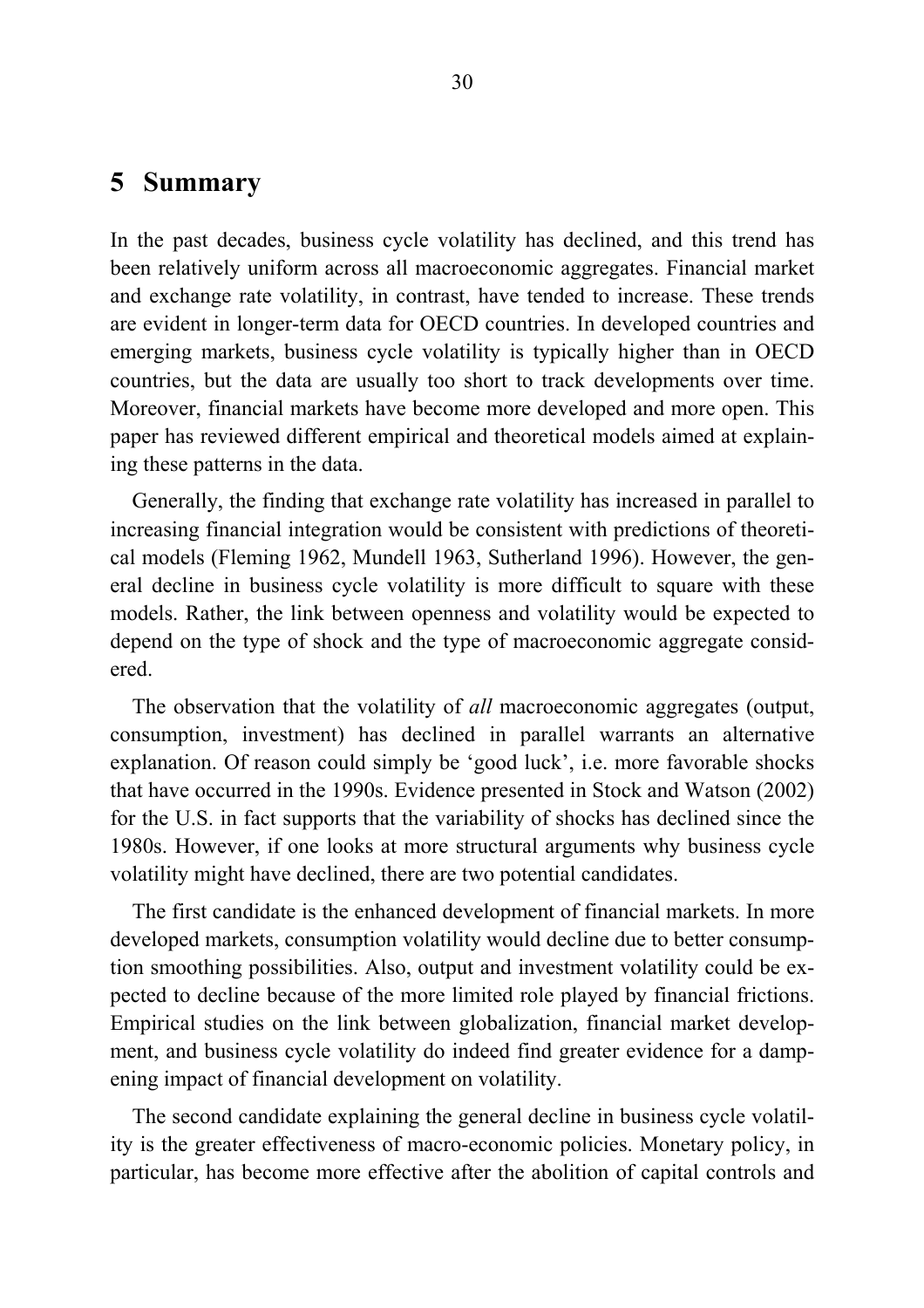## 5 Summary

In the past decades, business cycle volatility has declined, and this trend has been relatively uniform across all macroeconomic aggregates. Financial market and exchange rate volatility, in contrast, have tended to increase. These trends are evident in longer-term data for OECD countries. In developed countries and emerging markets, business cycle volatility is typically higher than in OECD countries, but the data are usually too short to track developments over time. Moreover, financial markets have become more developed and more open. This paper has reviewed different empirical and theoretical models aimed at explaining these patterns in the data.

Generally, the finding that exchange rate volatility has increased in parallel to increasing financial integration would be consistent with predictions of theoretical models (Fleming 1962, Mundell 1963, Sutherland 1996). However, the general decline in business cycle volatility is more difficult to square with these models. Rather, the link between openness and volatility would be expected to depend on the type of shock and the type of macroeconomic aggregate considered.

The observation that the volatility of *all* macroeconomic aggregates (output, consumption, investment) has declined in parallel warrants an alternative explanation. Of reason could simply be 'good luck', i.e. more favorable shocks that have occurred in the 1990s. Evidence presented in Stock and Watson (2002) for the U.S. in fact supports that the variability of shocks has declined since the 1980s. However, if one looks at more structural arguments why business cycle volatility might have declined, there are two potential candidates.

The first candidate is the enhanced development of financial markets. In more developed markets, consumption volatility would decline due to better consumption smoothing possibilities. Also, output and investment volatility could be expected to decline because of the more limited role played by financial frictions. Empirical studies on the link between globalization, financial market development, and business cycle volatility do indeed find greater evidence for a dampening impact of financial development on volatility.

The second candidate explaining the general decline in business cycle volatility is the greater effectiveness of macro-economic policies. Monetary policy, in particular, has become more effective after the abolition of capital controls and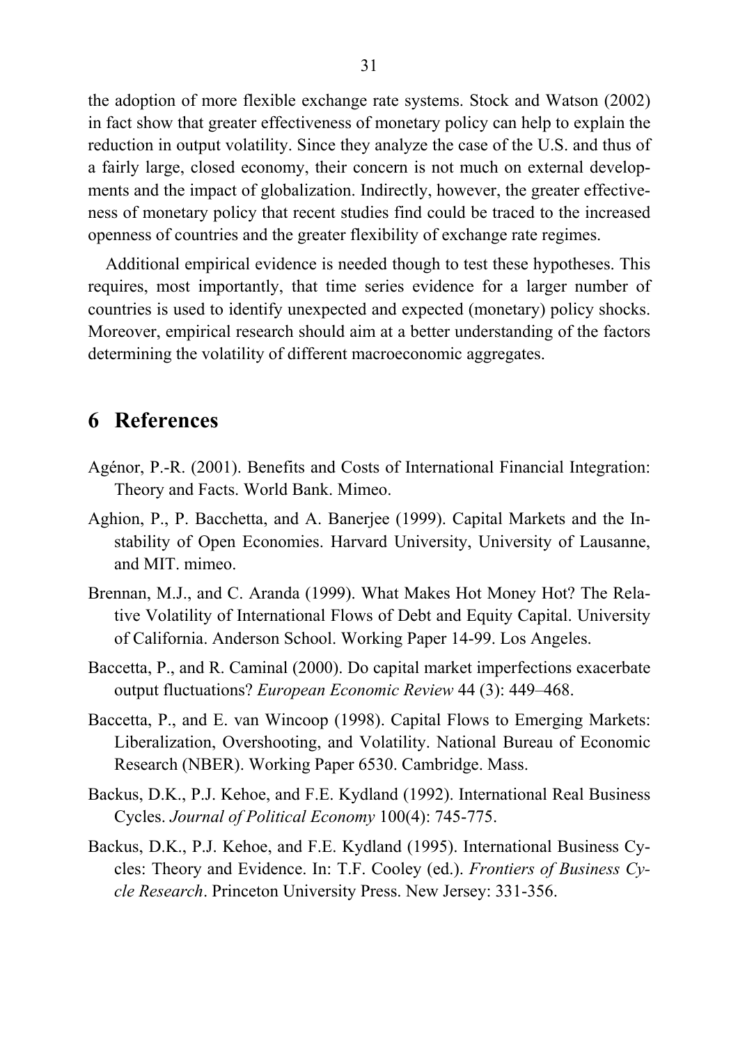the adoption of more flexible exchange rate systems. Stock and Watson (2002) in fact show that greater effectiveness of monetary policy can help to explain the reduction in output volatility. Since they analyze the case of the U.S. and thus of a fairly large, closed economy, their concern is not much on external developments and the impact of globalization. Indirectly, however, the greater effectiveness of monetary policy that recent studies find could be traced to the increased openness of countries and the greater flexibility of exchange rate regimes.

Additional empirical evidence is needed though to test these hypotheses. This requires, most importantly, that time series evidence for a larger number of countries is used to identify unexpected and expected (monetary) policy shocks. Moreover, empirical research should aim at a better understanding of the factors determining the volatility of different macroeconomic aggregates.

# 6 References

Agénor, P.-R. (2001). Benefits and Costs of International Financial Integration: Theory and Facts. World Bank. Mimeo.

Aghion, P., P. Bacchetta, and A. Banerjee (1999). Capital Markets and the Instability of Open Economies. Harvard University, University of Lausanne, and MIT. mimeo.

Brennan, M.J., and C. Aranda (1999). What Makes Hot Money Hot? The Relative Volatility of International Flows of Debt and Equity Capital. University of California. Anderson School. Working Paper 14-99. Los Angeles.

Baccetta, P., and R. Caminal (2000). Do capital market imperfections exacerbate output fluctuations? *European Economic Review* 44 (3): 449–468.

Baccetta, P., and E. van Wincoop (1998). Capital Flows to Emerging Markets: Liberalization, Overshooting, and Volatility. National Bureau of Economic Research (NBER). Working Paper 6530. Cambridge. Mass.

Backus, D.K., P.J. Kehoe, and F.E. Kydland (1992). International Real Business Cycles. *Journal of Political Economy* 100(4): 745-775.

Backus, D.K., P.J. Kehoe, and F.E. Kydland (1995). International Business Cycles: Theory and Evidence. In: T.F. Cooley (ed.). *Frontiers of Business Cycle Research*. Princeton University Press. New Jersey: 331-356.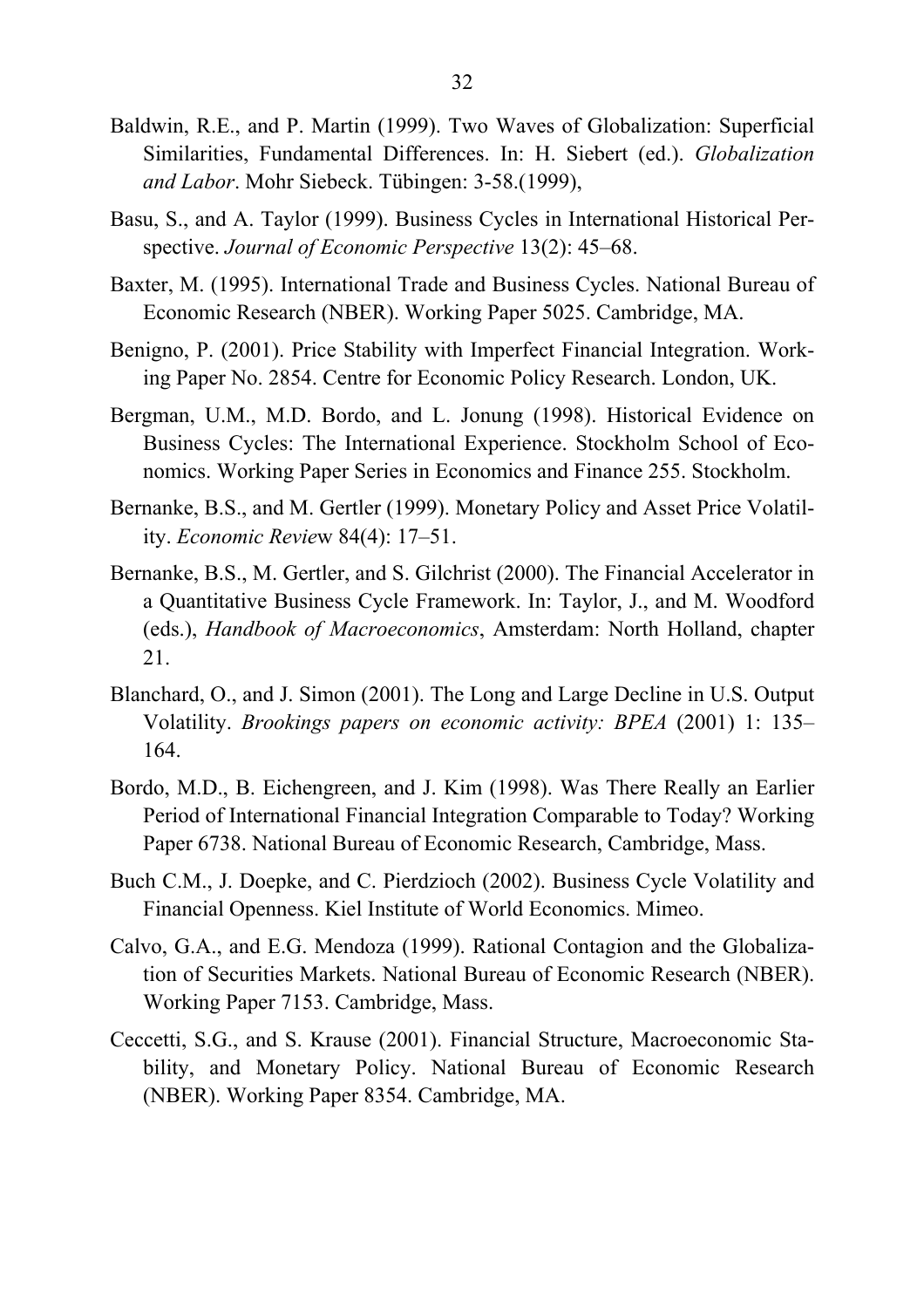Baldwin, R.E., and P. Martin (1999). Two Waves of Globalization: Superficial Similarities, Fundamental Differences. In: H. Siebert (ed.). *Globalization and Labor*. Mohr Siebeck. Tübingen: 3-58.(1999),

Basu, S., and A. Taylor (1999). Business Cycles in International Historical Perspective. *Journal of Economic Perspective* 13(2): 45–68.

Baxter, M. (1995). International Trade and Business Cycles. National Bureau of Economic Research (NBER). Working Paper 5025. Cambridge, MA.

Benigno, P. (2001). Price Stability with Imperfect Financial Integration. Working Paper No. 2854. Centre for Economic Policy Research. London, UK.

Bergman, U.M., M.D. Bordo, and L. Jonung (1998). Historical Evidence on Business Cycles: The International Experience. Stockholm School of Economics. Working Paper Series in Economics and Finance 255. Stockholm.

Bernanke, B.S., and M. Gertler (1999). Monetary Policy and Asset Price Volatility. *Economic Revie*w 84(4): 17–51.

Bernanke, B.S., M. Gertler, and S. Gilchrist (2000). The Financial Accelerator in a Quantitative Business Cycle Framework. In: Taylor, J., and M. Woodford (eds.), *Handbook of Macroeconomics*, Amsterdam: North Holland, chapter 21.

Blanchard, O., and J. Simon (2001). The Long and Large Decline in U.S. Output Volatility. *Brookings papers on economic activity: BPEA* (2001) 1: 135–164.

Bordo, M.D., B. Eichengreen, and J. Kim (1998). Was There Really an Earlier Period of International Financial Integration Comparable to Today? Working Paper 6738. National Bureau of Economic Research, Cambridge, Mass.

Buch C.M., J. Doepke, and C. Pierdzioch (2002). Business Cycle Volatility and Financial Openness. Kiel Institute of World Economics. Mimeo.

Calvo, G.A., and E.G. Mendoza (1999). Rational Contagion and the Globalization of Securities Markets. National Bureau of Economic Research (NBER). Working Paper 7153. Cambridge, Mass.

Ceccetti, S.G., and S. Krause (2001). Financial Structure, Macroeconomic Stability, and Monetary Policy. National Bureau of Economic Research (NBER). Working Paper 8354. Cambridge, MA.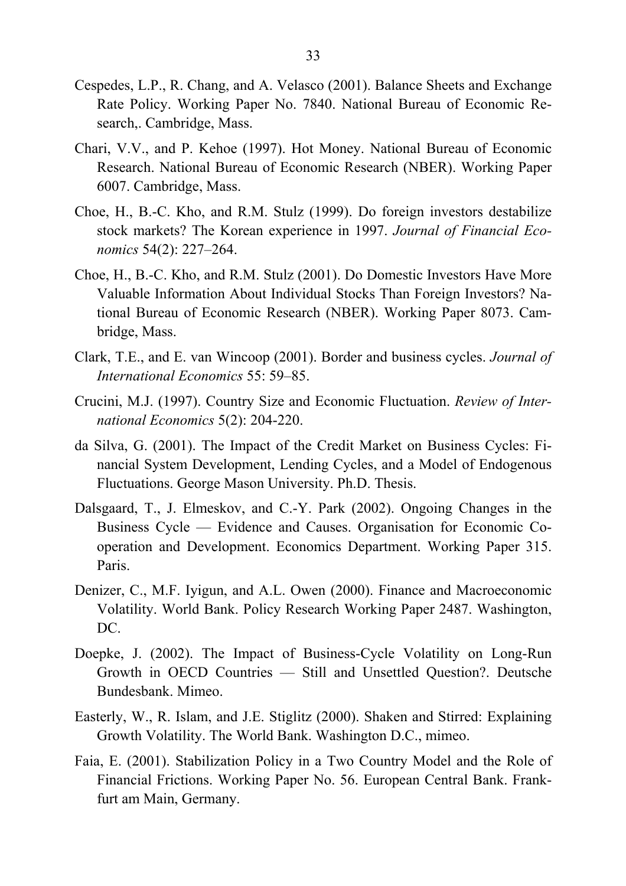Cespedes, L.P., R. Chang, and A. Velasco (2001). Balance Sheets and Exchange Rate Policy. Working Paper No. 7840. National Bureau of Economic Research,. Cambridge, Mass.

Chari, V.V., and P. Kehoe (1997). Hot Money. National Bureau of Economic Research. National Bureau of Economic Research (NBER). Working Paper 6007. Cambridge, Mass.

Choe, H., B.-C. Kho, and R.M. Stulz (1999). Do foreign investors destabilize stock markets? The Korean experience in 1997. *Journal of Financial Economics* 54(2): 227–264.

Choe, H., B.-C. Kho, and R.M. Stulz (2001). Do Domestic Investors Have More Valuable Information About Individual Stocks Than Foreign Investors? National Bureau of Economic Research (NBER). Working Paper 8073. Cambridge, Mass.

Clark, T.E., and E. van Wincoop (2001). Border and business cycles. *Journal of International Economics* 55: 59–85.

Crucini, M.J. (1997). Country Size and Economic Fluctuation. *Review of International Economics* 5(2): 204-220.

da Silva, G. (2001). The Impact of the Credit Market on Business Cycles: Financial System Development, Lending Cycles, and a Model of Endogenous Fluctuations. George Mason University. Ph.D. Thesis.

Dalsgaard, T., J. Elmeskov, and C.-Y. Park (2002). Ongoing Changes in the Business Cycle — Evidence and Causes. Organisation for Economic Cooperation and Development. Economics Department. Working Paper 315. Paris.

Denizer, C., M.F. Iyigun, and A.L. Owen (2000). Finance and Macroeconomic Volatility. World Bank. Policy Research Working Paper 2487. Washington, DC.

Doepke, J. (2002). The Impact of Business-Cycle Volatility on Long-Run Growth in OECD Countries — Still and Unsettled Question?. Deutsche Bundesbank. Mimeo.

Easterly, W., R. Islam, and J.E. Stiglitz (2000). Shaken and Stirred: Explaining Growth Volatility. The World Bank. Washington D.C., mimeo.

Faia, E. (2001). Stabilization Policy in a Two Country Model and the Role of Financial Frictions. Working Paper No. 56. European Central Bank. Frankfurt am Main, Germany.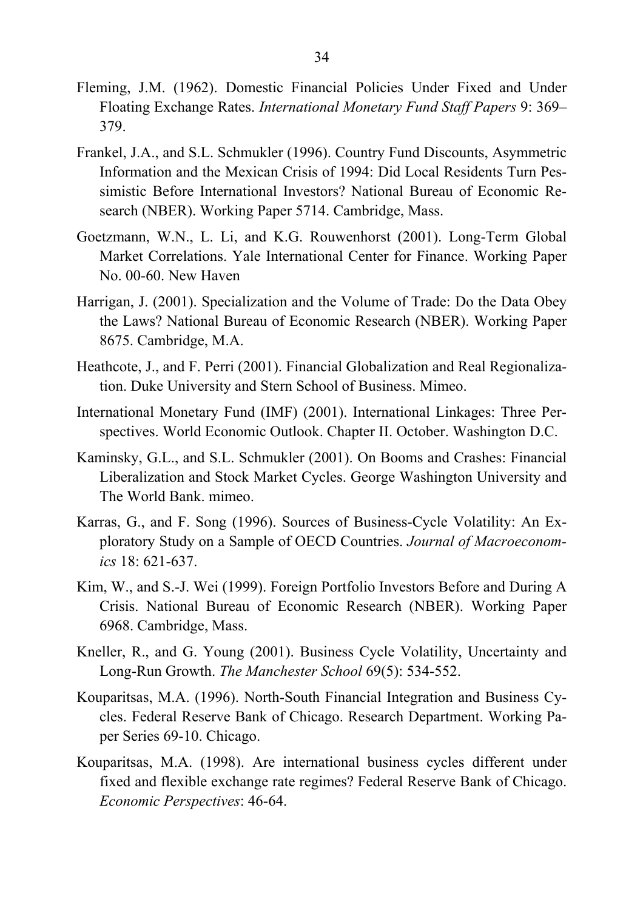Fleming, J.M. (1962). Domestic Financial Policies Under Fixed and Under Floating Exchange Rates. *International Monetary Fund Staff Papers* 9: 369–379.

Frankel, J.A., and S.L. Schmukler (1996). Country Fund Discounts, Asymmetric Information and the Mexican Crisis of 1994: Did Local Residents Turn Pessimistic Before International Investors? National Bureau of Economic Research (NBER). Working Paper 5714. Cambridge, Mass.

Goetzmann, W.N., L. Li, and K.G. Rouwenhorst (2001). Long-Term Global Market Correlations. Yale International Center for Finance. Working Paper No. 00-60. New Haven

Harrigan, J. (2001). Specialization and the Volume of Trade: Do the Data Obey the Laws? National Bureau of Economic Research (NBER). Working Paper 8675. Cambridge, M.A.

Heathcote, J., and F. Perri (2001). Financial Globalization and Real Regionalization. Duke University and Stern School of Business. Mimeo.

International Monetary Fund (IMF) (2001). International Linkages: Three Perspectives. World Economic Outlook. Chapter II. October. Washington D.C.

Kaminsky, G.L., and S.L. Schmukler (2001). On Booms and Crashes: Financial Liberalization and Stock Market Cycles. George Washington University and The World Bank. mimeo.

Karras, G., and F. Song (1996). Sources of Business-Cycle Volatility: An Exploratory Study on a Sample of OECD Countries. *Journal of Macroeconomics* 18: 621-637.

Kim, W., and S.-J. Wei (1999). Foreign Portfolio Investors Before and During A Crisis. National Bureau of Economic Research (NBER). Working Paper 6968. Cambridge, Mass.

Kneller, R., and G. Young (2001). Business Cycle Volatility, Uncertainty and Long-Run Growth. *The Manchester School* 69(5): 534-552.

Kouparitsas, M.A. (1996). North-South Financial Integration and Business Cycles. Federal Reserve Bank of Chicago. Research Department. Working Paper Series 69-10. Chicago.

Kouparitsas, M.A. (1998). Are international business cycles different under fixed and flexible exchange rate regimes? Federal Reserve Bank of Chicago. *Economic Perspectives*: 46-64.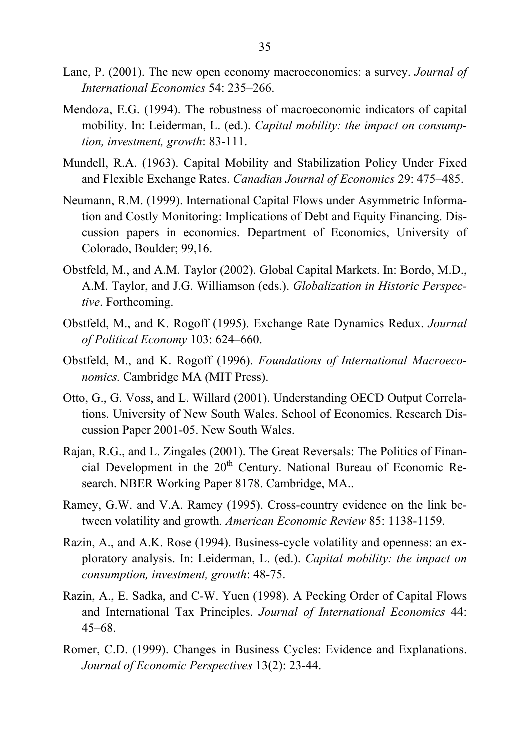Lane, P. (2001). The new open economy macroeconomics: a survey. *Journal of International Economics* 54: 235–266.

Mendoza, E.G. (1994). The robustness of macroeconomic indicators of capital mobility. In: Leiderman, L. (ed.). *Capital mobility: the impact on consumption, investment, growth*: 83-111.

Mundell, R.A. (1963). Capital Mobility and Stabilization Policy Under Fixed and Flexible Exchange Rates. *Canadian Journal of Economics* 29: 475–485.

Neumann, R.M. (1999). International Capital Flows under Asymmetric Information and Costly Monitoring: Implications of Debt and Equity Financing. Discussion papers in economics. Department of Economics, University of Colorado, Boulder; 99,16.

Obstfeld, M., and A.M. Taylor (2002). Global Capital Markets. In: Bordo, M.D., A.M. Taylor, and J.G. Williamson (eds.). *Globalization in Historic Perspective*. Forthcoming.

Obstfeld, M., and K. Rogoff (1995). Exchange Rate Dynamics Redux. *Journal of Political Economy* 103: 624–660.

Obstfeld, M., and K. Rogoff (1996). *Foundations of International Macroeconomics.* Cambridge MA (MIT Press).

Otto, G., G. Voss, and L. Willard (2001). Understanding OECD Output Correlations. University of New South Wales. School of Economics. Research Discussion Paper 2001-05. New South Wales.

Rajan, R.G., and L. Zingales (2001). The Great Reversals: The Politics of Financial Development in the 20th Century. National Bureau of Economic Research. NBER Working Paper 8178. Cambridge, MA..

Ramey, G.W. and V.A. Ramey (1995). Cross-country evidence on the link between volatility and growth*. American Economic Review* 85: 1138-1159.

Razin, A., and A.K. Rose (1994). Business-cycle volatility and openness: an exploratory analysis. In: Leiderman, L. (ed.). *Capital mobility: the impact on consumption, investment, growth*: 48-75.

Razin, A., E. Sadka, and C-W. Yuen (1998). A Pecking Order of Capital Flows and International Tax Principles. *Journal of International Economics* 44: 45–68.

Romer, C.D. (1999). Changes in Business Cycles: Evidence and Explanations. *Journal of Economic Perspectives* 13(2): 23-44.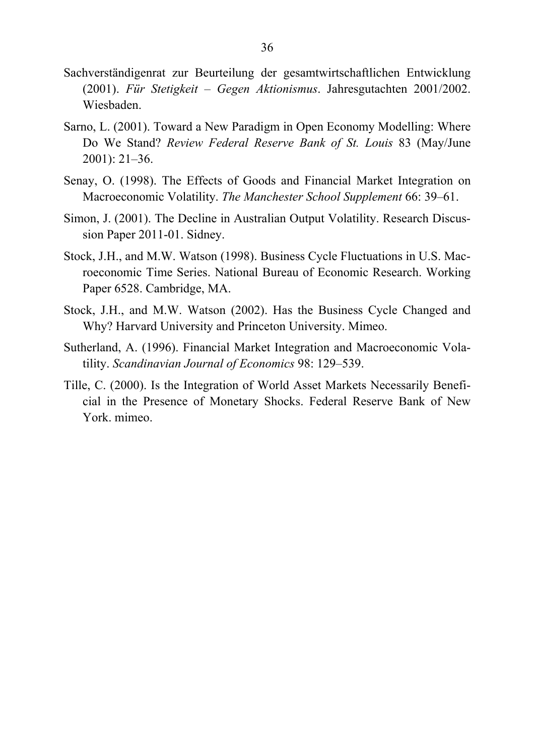Sachverständigenrat zur Beurteilung der gesamtwirtschaftlichen Entwicklung (2001). *Für Stetigkeit – Gegen Aktionismus*. Jahresgutachten 2001/2002. Wiesbaden.

Sarno, L. (2001). Toward a New Paradigm in Open Economy Modelling: Where Do We Stand? *Review Federal Reserve Bank of St. Louis* 83 (May/June 2001): 21–36.

Senay, O. (1998). The Effects of Goods and Financial Market Integration on Macroeconomic Volatility. *The Manchester School Supplement* 66: 39–61.

Simon, J. (2001). The Decline in Australian Output Volatility. Research Discussion Paper 2011-01. Sidney.

Stock, J.H., and M.W. Watson (1998). Business Cycle Fluctuations in U.S. Macroeconomic Time Series. National Bureau of Economic Research. Working Paper 6528. Cambridge, MA.

Stock, J.H., and M.W. Watson (2002). Has the Business Cycle Changed and Why? Harvard University and Princeton University. Mimeo.

Sutherland, A. (1996). Financial Market Integration and Macroeconomic Volatility. *Scandinavian Journal of Economics* 98: 129–539.

Tille, C. (2000). Is the Integration of World Asset Markets Necessarily Beneficial in the Presence of Monetary Shocks. Federal Reserve Bank of New York. mimeo.